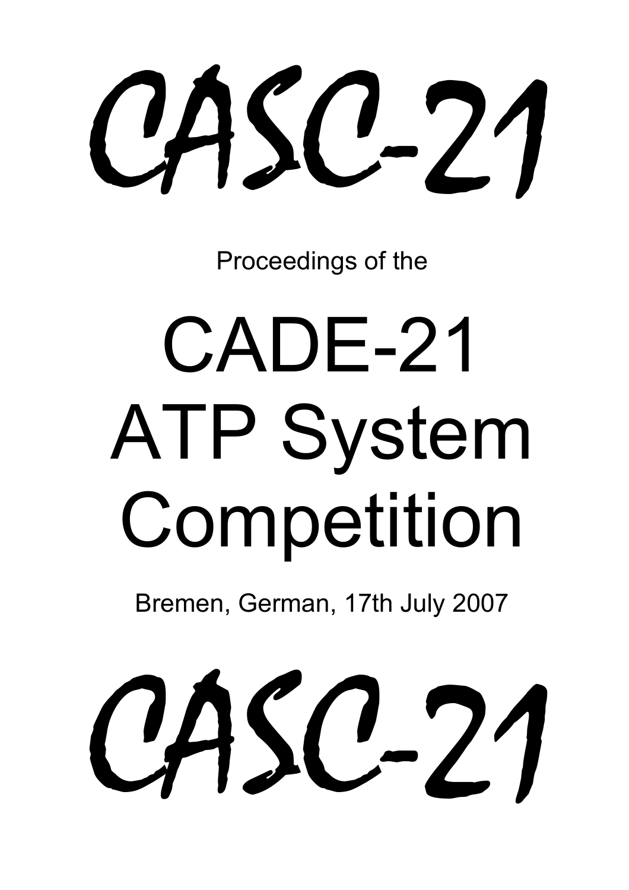# CASC-21

Proceedings of the

# CADE-21 ATP System Competition

Bremen, German, 17th July 2007

# CASC-21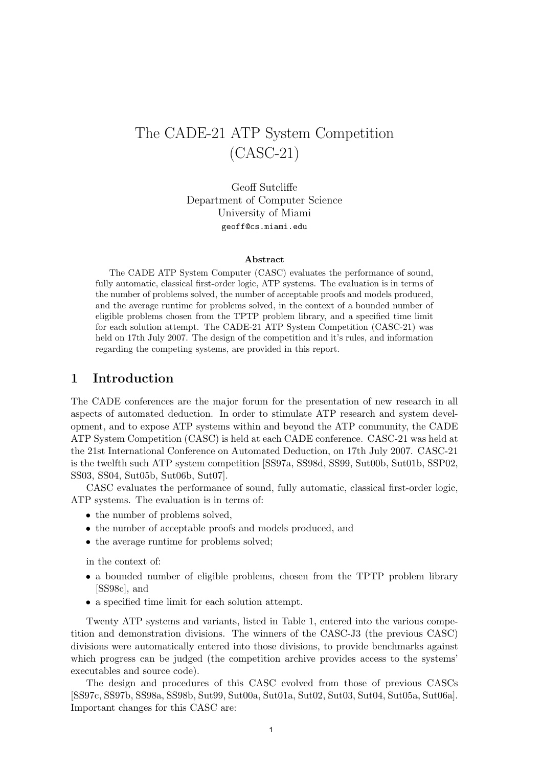# The CADE-21 ATP System Competition (CASC-21)

Geoff Sutcliffe
Department of Computer Science
University of Miami
geoff@cs.miami.edu

**Abstract**

The CADE ATP System Computer (CASC) evaluates the performance of sound, fully automatic, classical first-order logic, ATP systems. The evaluation is in terms of the number of problems solved, the number of acceptable proofs and models produced, and the average runtime for problems solved, in the context of a bounded number of eligible problems chosen from the TPTP problem library, and a specified time limit for each solution attempt. The CADE-21 ATP System Competition (CASC-21) was held on 17th July 2007. The design of the competition and it's rules, and information regarding the competing systems, are provided in this report.

## 1 Introduction

The CADE conferences are the major forum for the presentation of new research in all aspects of automated deduction. In order to stimulate ATP research and system development, and to expose ATP systems within and beyond the ATP community, the CADE ATP System Competition (CASC) is held at each CADE conference. CASC-21 was held at the 21st International Conference on Automated Deduction, on 17th July 2007. CASC-21 is the twelfth such ATP system competition [SS97a, SS98d, SS99, Sut00b, Sut01b, SSP02, SS03, SS04, Sut05b, Sut06b, Sut07].

CASC evaluates the performance of sound, fully automatic, classical first-order logic, ATP systems. The evaluation is in terms of:

- the number of problems solved,
- the number of acceptable proofs and models produced, and
- the average runtime for problems solved;

in the context of:

- a bounded number of eligible problems, chosen from the TPTP problem library [SS98c], and
- a specified time limit for each solution attempt.

Twenty ATP systems and variants, listed in Table 1, entered into the various competition and demonstration divisions. The winners of the CASC-J3 (the previous CASC) divisions were automatically entered into those divisions, to provide benchmarks against which progress can be judged (the competition archive provides access to the systems' executables and source code).

The design and procedures of this CASC evolved from those of previous CASCs [SS97c, SS97b, SS98a, SS98b, Sut99, Sut00a, Sut01a, Sut02, Sut03, Sut04, Sut05a, Sut06a]. Important changes for this CASC are: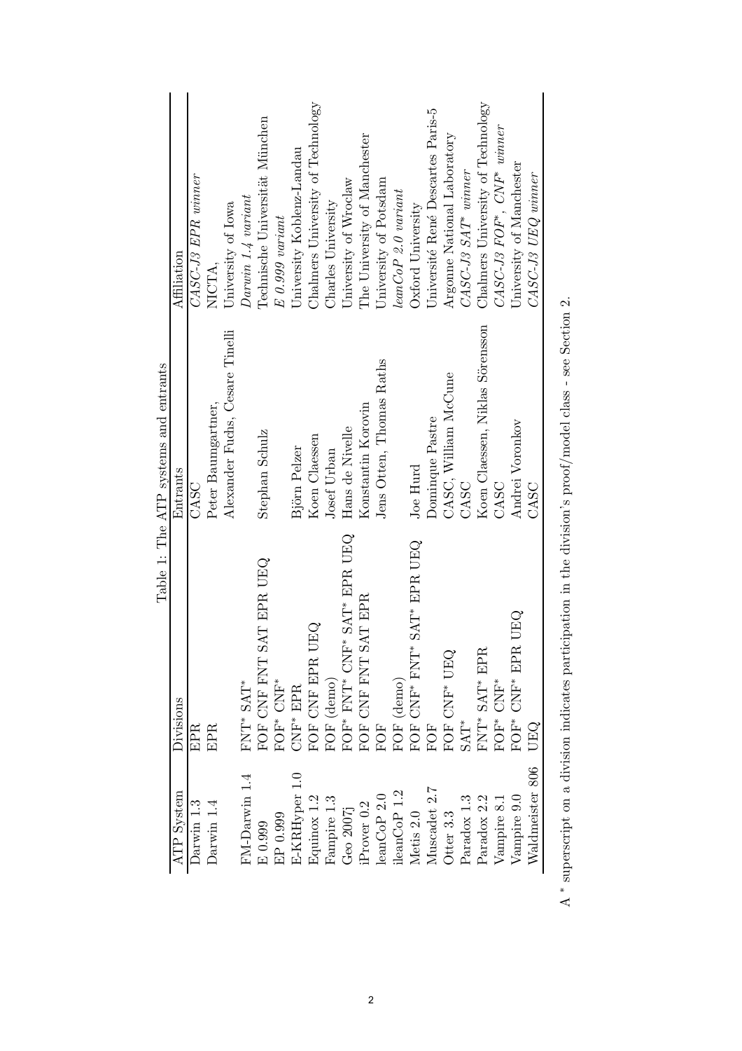Table 1: The ATP systems and entrants

| ATP System | Divisions | Entrants | Affiliation |
|---|---|---|---|
| Darwin 1.3 | EPR | CASC | *CASC-J3 EPR winner* |
| Darwin 1.4 | EPR | Peter Baumgartner, Alexander Fuchs, Cesare Tinelli | NICTA, University of Iowa |
| FM-Darwin 1.4 | FNT* SAT* | | *Darwin 1.4 variant* |
| E 0.999 | FOF CNF FNT SAT EPR UEQ | Stephan Schulz | Technische Universität München |
| EP 0.999 | FOF* CNF* | | *E 0.999 variant* |
| E-KRHyper 1.0 | CNF* EPR | Björn Pelzer | University Koblenz-Landau |
| Equinox 1.2 | FOF CNF EPR UEQ | Koen Claessen | Chalmers University of Technology |
| Fampire 1.3 | FOF (demo) | Josef Urban | Charles University |
| Geo 2007j | FOF* FNT* CNF* SAT* EPR UEQ | Hans de Nivelle | University of Wroclaw |
| iProver 0.2 | FOF CNF FNT SAT EPR | Konstantin Korovin | The University of Manchester |
| leanCoP 2.0 | FOF | Jens Otten, Thomas Raths | University of Potsdam |
| ileanCoP 1.2 | FOF (demo) | | *leanCoP 2.0 variant* |
| Metis 2.0 | FOF CNF* FNT* SAT* EPR UEQ | Joe Hurd | Oxford University |
| Muscadet 2.7 | FOF | Dominque Pastre | Université René Descartes Paris-5 |
| Otter 3.3 | FOF CNF* UEQ | CASC, William McCune | Argonne National Laboratory |
| Paradox 1.3 | SAT* | CASC | *CASC-J3 SAT* winner* |
| Paradox 2.2 | FNT* SAT* EPR | Koen Claessen, Niklas Sörensson | Chalmers University of Technology |
| Vampire 8.1 | FOF* CNF* | CASC | *CASC-J3 FOF*, CNF* winner* |
| Vampire 9.0 | FOF* CNF* EPR UEQ | Andrei Voronkov | University of Manchester |
| Waldmeister 806 | UEQ | CASC | *CASC-J3 UEQ winner* |

A * superscript on a division indicates participation in the division's proof/model class - see Section 2.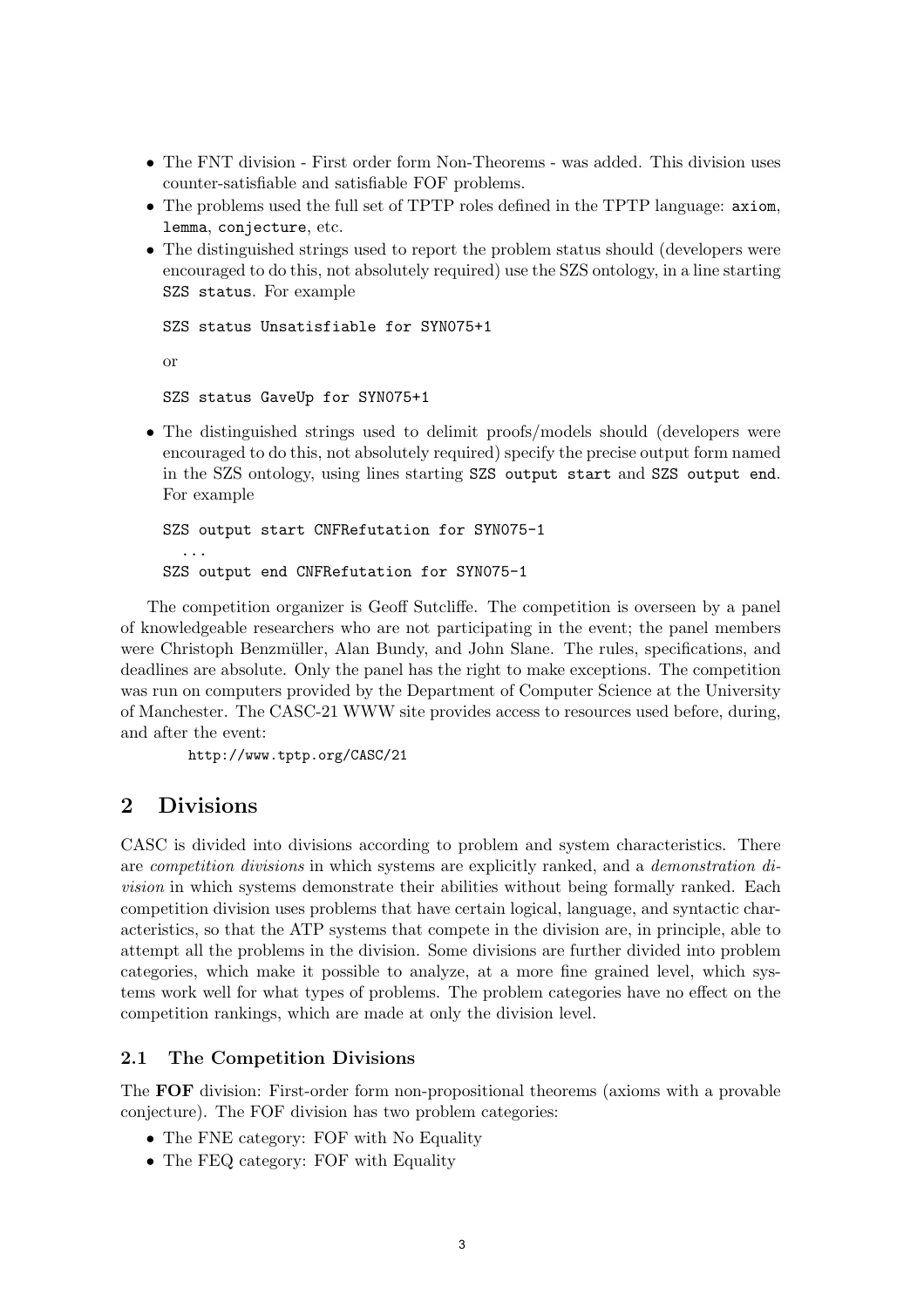- The FNT division - First order form Non-Theorems - was added. This division uses counter-satisfiable and satisfiable FOF problems.
- The problems used the full set of TPTP roles defined in the TPTP language: `axiom`, `lemma`, `conjecture`, etc.
- The distinguished strings used to report the problem status should (developers were encouraged to do this, not absolutely required) use the SZS ontology, in a line starting `SZS status`. For example

  ```
  SZS status Unsatisfiable for SYN075+1
  ```

  or

  ```
  SZS status GaveUp for SYN075+1
  ```

- The distinguished strings used to delimit proofs/models should (developers were encouraged to do this, not absolutely required) specify the precise output form named in the SZS ontology, using lines starting `SZS output start` and `SZS output end`. For example

  ```
  SZS output start CNFRefutation for SYN075-1
    ...
  SZS output end CNFRefutation for SYN075-1
  ```

The competition organizer is Geoff Sutcliffe. The competition is overseen by a panel of knowledgeable researchers who are not participating in the event; the panel members were Christoph Benzmüller, Alan Bundy, and John Slane. The rules, specifications, and deadlines are absolute. Only the panel has the right to make exceptions. The competition was run on computers provided by the Department of Computer Science at the University of Manchester. The CASC-21 WWW site provides access to resources used before, during, and after the event:

`http://www.tptp.org/CASC/21`

## 2 Divisions

CASC is divided into divisions according to problem and system characteristics. There are *competition divisions* in which systems are explicitly ranked, and a *demonstration division* in which systems demonstrate their abilities without being formally ranked. Each competition division uses problems that have certain logical, language, and syntactic characteristics, so that the ATP systems that compete in the division are, in principle, able to attempt all the problems in the division. Some divisions are further divided into problem categories, which make it possible to analyze, at a more fine grained level, which systems work well for what types of problems. The problem categories have no effect on the competition rankings, which are made at only the division level.

### 2.1 The Competition Divisions

The **FOF** division: First-order form non-propositional theorems (axioms with a provable conjecture). The FOF division has two problem categories:

- The FNE category: FOF with No Equality
- The FEQ category: FOF with Equality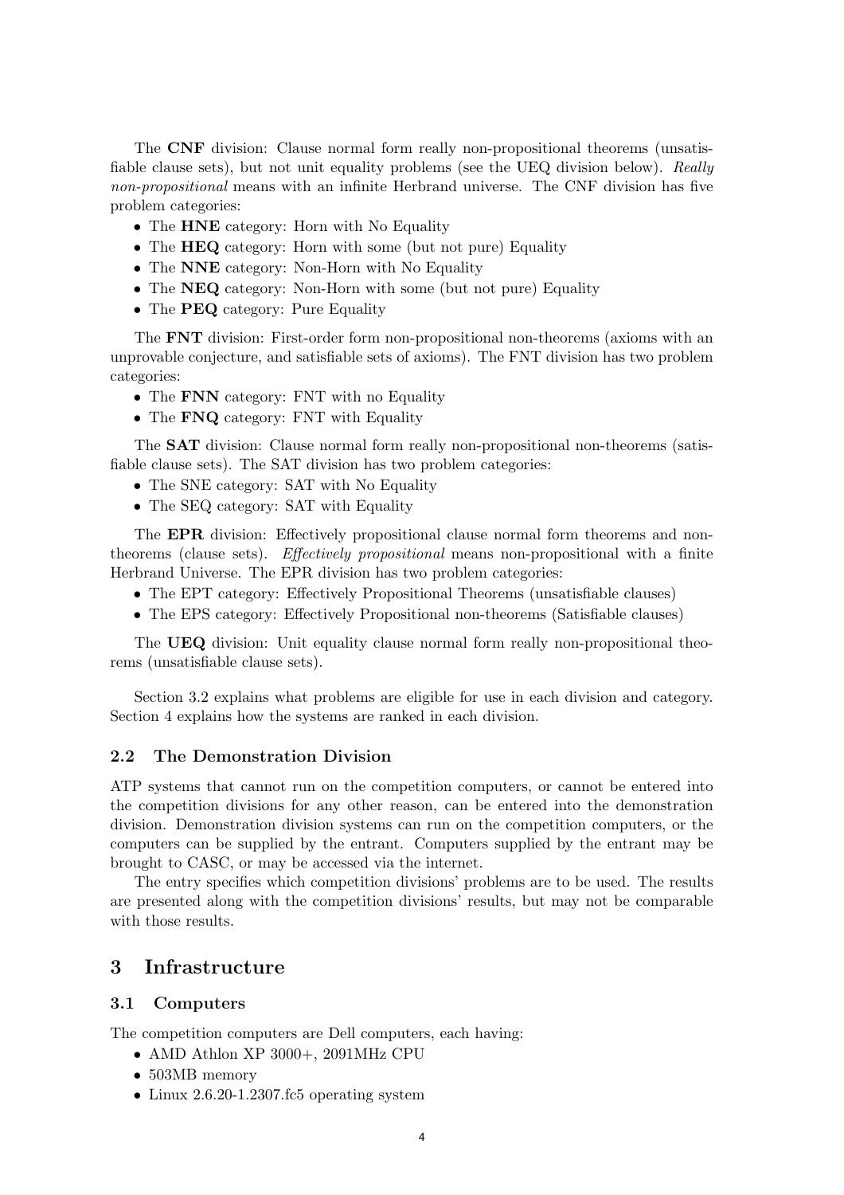The **CNF** division: Clause normal form really non-propositional theorems (unsatisfiable clause sets), but not unit equality problems (see the UEQ division below). *Really non-propositional* means with an infinite Herbrand universe. The CNF division has five problem categories:

- The **HNE** category: Horn with No Equality
- The **HEQ** category: Horn with some (but not pure) Equality
- The **NNE** category: Non-Horn with No Equality
- The **NEQ** category: Non-Horn with some (but not pure) Equality
- The **PEQ** category: Pure Equality

The **FNT** division: First-order form non-propositional non-theorems (axioms with an unprovable conjecture, and satisfiable sets of axioms). The FNT division has two problem categories:

- The **FNN** category: FNT with no Equality
- The **FNQ** category: FNT with Equality

The **SAT** division: Clause normal form really non-propositional non-theorems (satisfiable clause sets). The SAT division has two problem categories:

- The SNE category: SAT with No Equality
- The SEQ category: SAT with Equality

The **EPR** division: Effectively propositional clause normal form theorems and non-theorems (clause sets). *Effectively propositional* means non-propositional with a finite Herbrand Universe. The EPR division has two problem categories:

- The EPT category: Effectively Propositional Theorems (unsatisfiable clauses)
- The EPS category: Effectively Propositional non-theorems (Satisfiable clauses)

The **UEQ** division: Unit equality clause normal form really non-propositional theorems (unsatisfiable clause sets).

Section 3.2 explains what problems are eligible for use in each division and category. Section 4 explains how the systems are ranked in each division.

### 2.2 The Demonstration Division

ATP systems that cannot run on the competition computers, or cannot be entered into the competition divisions for any other reason, can be entered into the demonstration division. Demonstration division systems can run on the competition computers, or the computers can be supplied by the entrant. Computers supplied by the entrant may be brought to CASC, or may be accessed via the internet.

The entry specifies which competition divisions' problems are to be used. The results are presented along with the competition divisions' results, but may not be comparable with those results.

## 3 Infrastructure

### 3.1 Computers

The competition computers are Dell computers, each having:

- AMD Athlon XP 3000+, 2091MHz CPU
- 503MB memory
- Linux 2.6.20-1.2307.fc5 operating system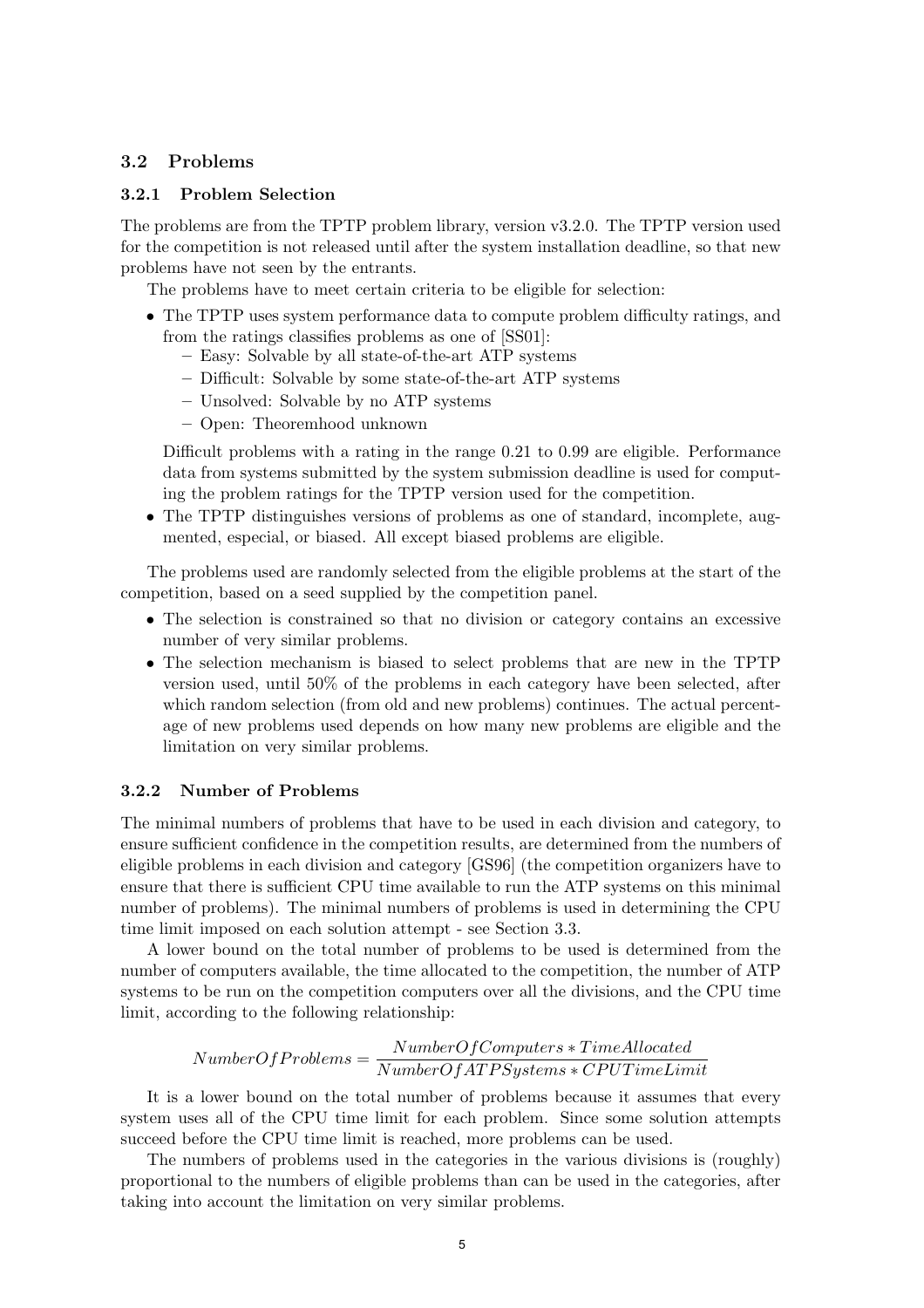### 3.2 Problems

#### 3.2.1 Problem Selection

The problems are from the TPTP problem library, version v3.2.0. The TPTP version used for the competition is not released until after the system installation deadline, so that new problems have not seen by the entrants.

The problems have to meet certain criteria to be eligible for selection:

- The TPTP uses system performance data to compute problem difficulty ratings, and from the ratings classifies problems as one of [SS01]:
  - Easy: Solvable by all state-of-the-art ATP systems
  - Difficult: Solvable by some state-of-the-art ATP systems
  - Unsolved: Solvable by no ATP systems
  - Open: Theoremhood unknown

  Difficult problems with a rating in the range 0.21 to 0.99 are eligible. Performance data from systems submitted by the system submission deadline is used for computing the problem ratings for the TPTP version used for the competition.
- The TPTP distinguishes versions of problems as one of standard, incomplete, augmented, especial, or biased. All except biased problems are eligible.

The problems used are randomly selected from the eligible problems at the start of the competition, based on a seed supplied by the competition panel.

- The selection is constrained so that no division or category contains an excessive number of very similar problems.
- The selection mechanism is biased to select problems that are new in the TPTP version used, until 50% of the problems in each category have been selected, after which random selection (from old and new problems) continues. The actual percentage of new problems used depends on how many new problems are eligible and the limitation on very similar problems.

#### 3.2.2 Number of Problems

The minimal numbers of problems that have to be used in each division and category, to ensure sufficient confidence in the competition results, are determined from the numbers of eligible problems in each division and category [GS96] (the competition organizers have to ensure that there is sufficient CPU time available to run the ATP systems on this minimal number of problems). The minimal numbers of problems is used in determining the CPU time limit imposed on each solution attempt - see Section 3.3.

A lower bound on the total number of problems to be used is determined from the number of computers available, the time allocated to the competition, the number of ATP systems to be run on the competition computers over all the divisions, and the CPU time limit, according to the following relationship:

$$NumberOfProblems = \frac{NumberOfComputers * TimeAllocated}{NumberOfATPSystems * CPUTimeLimit}$$

It is a lower bound on the total number of problems because it assumes that every system uses all of the CPU time limit for each problem. Since some solution attempts succeed before the CPU time limit is reached, more problems can be used.

The numbers of problems used in the categories in the various divisions is (roughly) proportional to the numbers of eligible problems than can be used in the categories, after taking into account the limitation on very similar problems.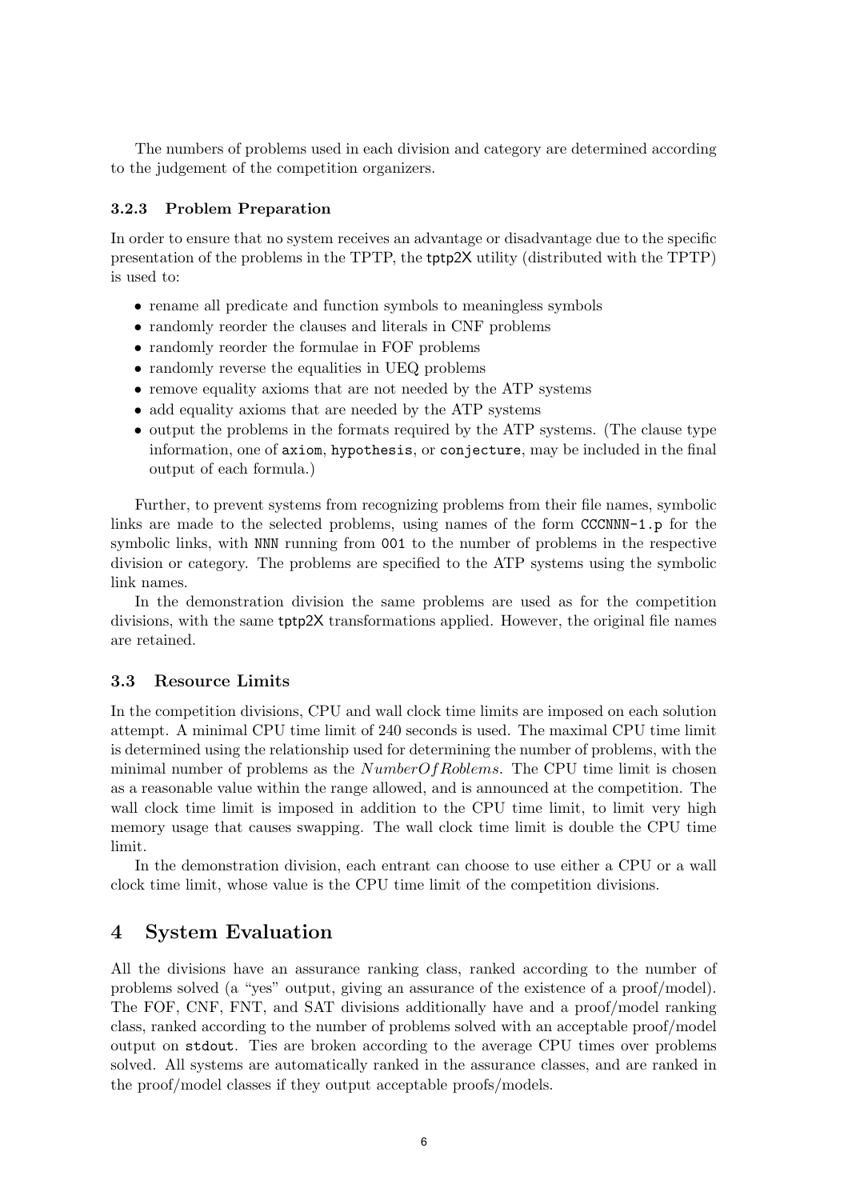The numbers of problems used in each division and category are determined according to the judgement of the competition organizers.

### 3.2.3 Problem Preparation

In order to ensure that no system receives an advantage or disadvantage due to the specific presentation of the problems in the TPTP, the tptp2X utility (distributed with the TPTP) is used to:

- rename all predicate and function symbols to meaningless symbols
- randomly reorder the clauses and literals in CNF problems
- randomly reorder the formulae in FOF problems
- randomly reverse the equalities in UEQ problems
- remove equality axioms that are not needed by the ATP systems
- add equality axioms that are needed by the ATP systems
- output the problems in the formats required by the ATP systems. (The clause type information, one of `axiom`, `hypothesis`, or `conjecture`, may be included in the final output of each formula.)

Further, to prevent systems from recognizing problems from their file names, symbolic links are made to the selected problems, using names of the form `CCCNNN-1.p` for the symbolic links, with `NNN` running from `001` to the number of problems in the respective division or category. The problems are specified to the ATP systems using the symbolic link names.

In the demonstration division the same problems are used as for the competition divisions, with the same tptp2X transformations applied. However, the original file names are retained.

## 3.3 Resource Limits

In the competition divisions, CPU and wall clock time limits are imposed on each solution attempt. A minimal CPU time limit of 240 seconds is used. The maximal CPU time limit is determined using the relationship used for determining the number of problems, with the minimal number of problems as the $NumberOfRoblems$. The CPU time limit is chosen as a reasonable value within the range allowed, and is announced at the competition. The wall clock time limit is imposed in addition to the CPU time limit, to limit very high memory usage that causes swapping. The wall clock time limit is double the CPU time limit.

In the demonstration division, each entrant can choose to use either a CPU or a wall clock time limit, whose value is the CPU time limit of the competition divisions.

# 4 System Evaluation

All the divisions have an assurance ranking class, ranked according to the number of problems solved (a "yes" output, giving an assurance of the existence of a proof/model). The FOF, CNF, FNT, and SAT divisions additionally have and a proof/model ranking class, ranked according to the number of problems solved with an acceptable proof/model output on `stdout`. Ties are broken according to the average CPU times over problems solved. All systems are automatically ranked in the assurance classes, and are ranked in the proof/model classes if they output acceptable proofs/models.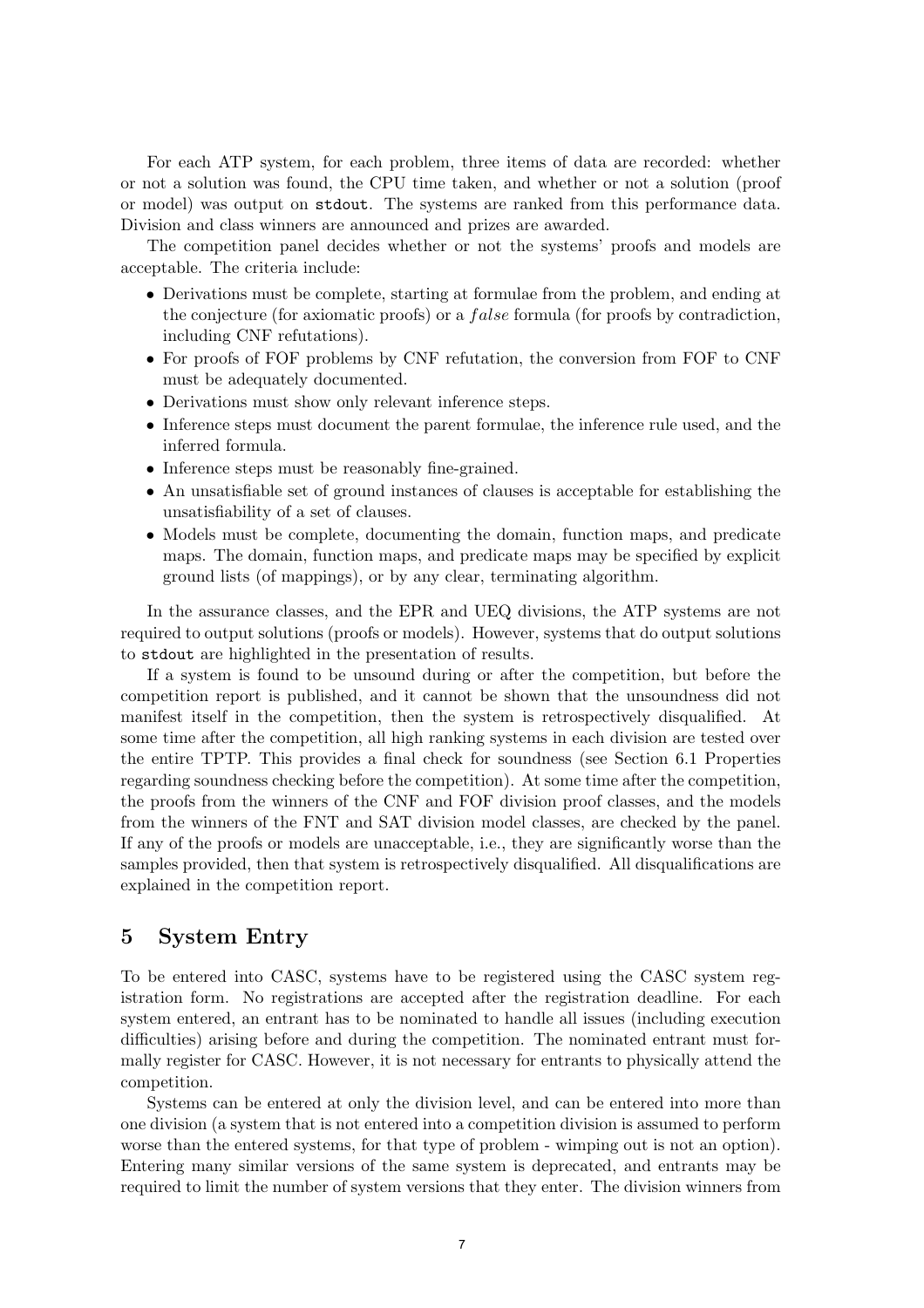For each ATP system, for each problem, three items of data are recorded: whether or not a solution was found, the CPU time taken, and whether or not a solution (proof or model) was output on `stdout`. The systems are ranked from this performance data. Division and class winners are announced and prizes are awarded.

The competition panel decides whether or not the systems' proofs and models are acceptable. The criteria include:

- Derivations must be complete, starting at formulae from the problem, and ending at the conjecture (for axiomatic proofs) or a *false* formula (for proofs by contradiction, including CNF refutations).
- For proofs of FOF problems by CNF refutation, the conversion from FOF to CNF must be adequately documented.
- Derivations must show only relevant inference steps.
- Inference steps must document the parent formulae, the inference rule used, and the inferred formula.
- Inference steps must be reasonably fine-grained.
- An unsatisfiable set of ground instances of clauses is acceptable for establishing the unsatisfiability of a set of clauses.
- Models must be complete, documenting the domain, function maps, and predicate maps. The domain, function maps, and predicate maps may be specified by explicit ground lists (of mappings), or by any clear, terminating algorithm.

In the assurance classes, and the EPR and UEQ divisions, the ATP systems are not required to output solutions (proofs or models). However, systems that do output solutions to `stdout` are highlighted in the presentation of results.

If a system is found to be unsound during or after the competition, but before the competition report is published, and it cannot be shown that the unsoundness did not manifest itself in the competition, then the system is retrospectively disqualified. At some time after the competition, all high ranking systems in each division are tested over the entire TPTP. This provides a final check for soundness (see Section 6.1 Properties regarding soundness checking before the competition). At some time after the competition, the proofs from the winners of the CNF and FOF division proof classes, and the models from the winners of the FNT and SAT division model classes, are checked by the panel. If any of the proofs or models are unacceptable, i.e., they are significantly worse than the samples provided, then that system is retrospectively disqualified. All disqualifications are explained in the competition report.

## 5 System Entry

To be entered into CASC, systems have to be registered using the CASC system registration form. No registrations are accepted after the registration deadline. For each system entered, an entrant has to be nominated to handle all issues (including execution difficulties) arising before and during the competition. The nominated entrant must formally register for CASC. However, it is not necessary for entrants to physically attend the competition.

Systems can be entered at only the division level, and can be entered into more than one division (a system that is not entered into a competition division is assumed to perform worse than the entered systems, for that type of problem - wimping out is not an option). Entering many similar versions of the same system is deprecated, and entrants may be required to limit the number of system versions that they enter. The division winners from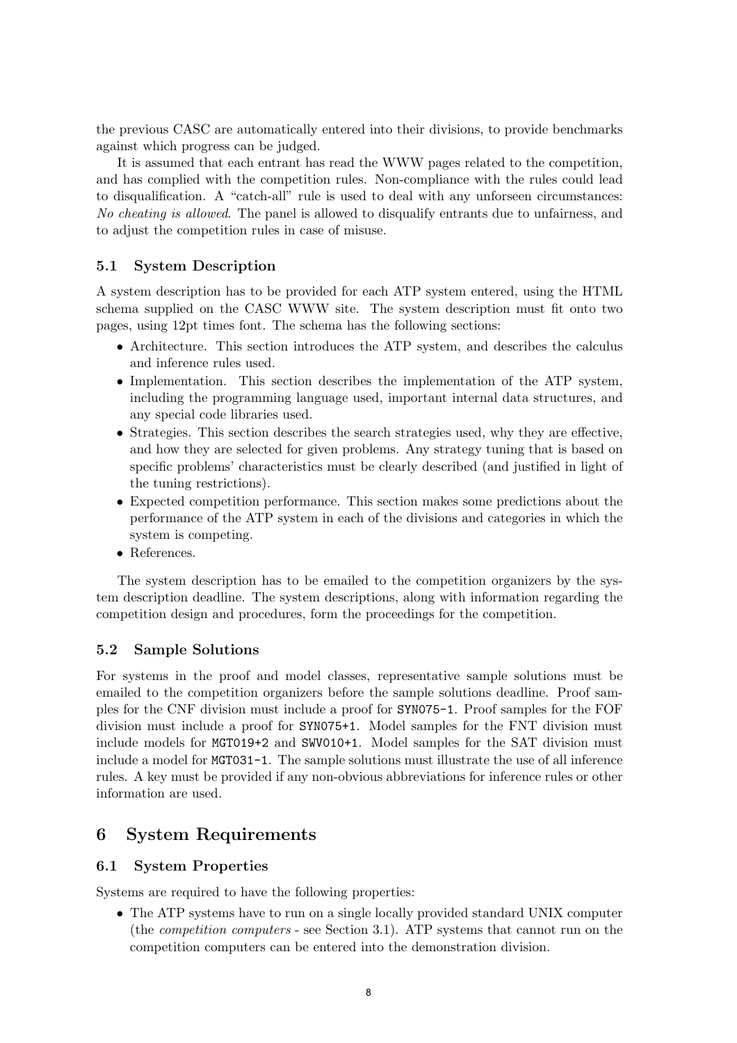the previous CASC are automatically entered into their divisions, to provide benchmarks against which progress can be judged.

It is assumed that each entrant has read the WWW pages related to the competition, and has complied with the competition rules. Non-compliance with the rules could lead to disqualification. A "catch-all" rule is used to deal with any unforseen circumstances: *No cheating is allowed*. The panel is allowed to disqualify entrants due to unfairness, and to adjust the competition rules in case of misuse.

### 5.1 System Description

A system description has to be provided for each ATP system entered, using the HTML schema supplied on the CASC WWW site. The system description must fit onto two pages, using 12pt times font. The schema has the following sections:

- Architecture. This section introduces the ATP system, and describes the calculus and inference rules used.
- Implementation. This section describes the implementation of the ATP system, including the programming language used, important internal data structures, and any special code libraries used.
- Strategies. This section describes the search strategies used, why they are effective, and how they are selected for given problems. Any strategy tuning that is based on specific problems' characteristics must be clearly described (and justified in light of the tuning restrictions).
- Expected competition performance. This section makes some predictions about the performance of the ATP system in each of the divisions and categories in which the system is competing.
- References.

The system description has to be emailed to the competition organizers by the system description deadline. The system descriptions, along with information regarding the competition design and procedures, form the proceedings for the competition.

### 5.2 Sample Solutions

For systems in the proof and model classes, representative sample solutions must be emailed to the competition organizers before the sample solutions deadline. Proof samples for the CNF division must include a proof for `SYN075-1`. Proof samples for the FOF division must include a proof for `SYN075+1`. Model samples for the FNT division must include models for `MGT019+2` and `SWV010+1`. Model samples for the SAT division must include a model for `MGT031-1`. The sample solutions must illustrate the use of all inference rules. A key must be provided if any non-obvious abbreviations for inference rules or other information are used.

## 6 System Requirements

### 6.1 System Properties

Systems are required to have the following properties:

- The ATP systems have to run on a single locally provided standard UNIX computer (the *competition computers* - see Section 3.1). ATP systems that cannot run on the competition computers can be entered into the demonstration division.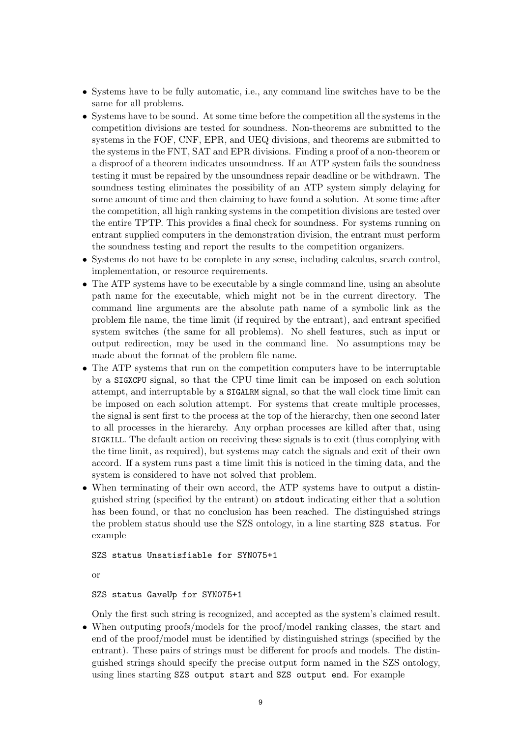- Systems have to be fully automatic, i.e., any command line switches have to be the same for all problems.
- Systems have to be sound. At some time before the competition all the systems in the competition divisions are tested for soundness. Non-theorems are submitted to the systems in the FOF, CNF, EPR, and UEQ divisions, and theorems are submitted to the systems in the FNT, SAT and EPR divisions. Finding a proof of a non-theorem or a disproof of a theorem indicates unsoundness. If an ATP system fails the soundness testing it must be repaired by the unsoundness repair deadline or be withdrawn. The soundness testing eliminates the possibility of an ATP system simply delaying for some amount of time and then claiming to have found a solution. At some time after the competition, all high ranking systems in the competition divisions are tested over the entire TPTP. This provides a final check for soundness. For systems running on entrant supplied computers in the demonstration division, the entrant must perform the soundness testing and report the results to the competition organizers.
- Systems do not have to be complete in any sense, including calculus, search control, implementation, or resource requirements.
- The ATP systems have to be executable by a single command line, using an absolute path name for the executable, which might not be in the current directory. The command line arguments are the absolute path name of a symbolic link as the problem file name, the time limit (if required by the entrant), and entrant specified system switches (the same for all problems). No shell features, such as input or output redirection, may be used in the command line. No assumptions may be made about the format of the problem file name.
- The ATP systems that run on the competition computers have to be interruptable by a `SIGXCPU` signal, so that the CPU time limit can be imposed on each solution attempt, and interruptable by a `SIGALRM` signal, so that the wall clock time limit can be imposed on each solution attempt. For systems that create multiple processes, the signal is sent first to the process at the top of the hierarchy, then one second later to all processes in the hierarchy. Any orphan processes are killed after that, using `SIGKILL`. The default action on receiving these signals is to exit (thus complying with the time limit, as required), but systems may catch the signals and exit of their own accord. If a system runs past a time limit this is noticed in the timing data, and the system is considered to have not solved that problem.
- When terminating of their own accord, the ATP systems have to output a distinguished string (specified by the entrant) on `stdout` indicating either that a solution has been found, or that no conclusion has been reached. The distinguished strings the problem status should use the SZS ontology, in a line starting `SZS status`. For example

  ```
  SZS status Unsatisfiable for SYN075+1
  ```

  or

  ```
  SZS status GaveUp for SYN075+1
  ```

  Only the first such string is recognized, and accepted as the system's claimed result.
- When outputing proofs/models for the proof/model ranking classes, the start and end of the proof/model must be identified by distinguished strings (specified by the entrant). These pairs of strings must be different for proofs and models. The distinguished strings should specify the precise output form named in the SZS ontology, using lines starting `SZS output start` and `SZS output end`. For example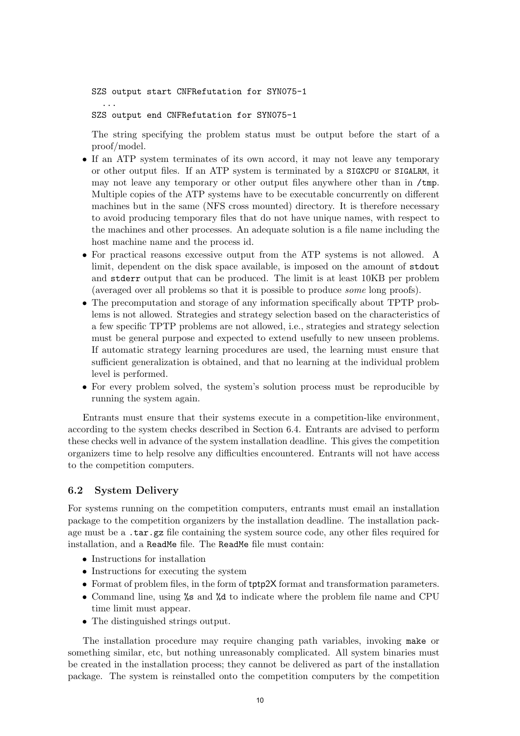```
SZS output start CNFRefutation for SYN075-1
  ...
SZS output end CNFRefutation for SYN075-1
```

The string specifying the problem status must be output before the start of a proof/model.

- If an ATP system terminates of its own accord, it may not leave any temporary or other output files. If an ATP system is terminated by a `SIGXCPU` or `SIGALRM`, it may not leave any temporary or other output files anywhere other than in `/tmp`. Multiple copies of the ATP systems have to be executable concurrently on different machines but in the same (NFS cross mounted) directory. It is therefore necessary to avoid producing temporary files that do not have unique names, with respect to the machines and other processes. An adequate solution is a file name including the host machine name and the process id.
- For practical reasons excessive output from the ATP systems is not allowed. A limit, dependent on the disk space available, is imposed on the amount of `stdout` and `stderr` output that can be produced. The limit is at least 10KB per problem (averaged over all problems so that it is possible to produce *some* long proofs).
- The precomputation and storage of any information specifically about TPTP problems is not allowed. Strategies and strategy selection based on the characteristics of a few specific TPTP problems are not allowed, i.e., strategies and strategy selection must be general purpose and expected to extend usefully to new unseen problems. If automatic strategy learning procedures are used, the learning must ensure that sufficient generalization is obtained, and that no learning at the individual problem level is performed.
- For every problem solved, the system's solution process must be reproducible by running the system again.

Entrants must ensure that their systems execute in a competition-like environment, according to the system checks described in Section 6.4. Entrants are advised to perform these checks well in advance of the system installation deadline. This gives the competition organizers time to help resolve any difficulties encountered. Entrants will not have access to the competition computers.

### 6.2 System Delivery

For systems running on the competition computers, entrants must email an installation package to the competition organizers by the installation deadline. The installation package must be a `.tar.gz` file containing the system source code, any other files required for installation, and a `ReadMe` file. The `ReadMe` file must contain:

- Instructions for installation
- Instructions for executing the system
- Format of problem files, in the form of `tptp2X` format and transformation parameters.
- Command line, using `%s` and `%d` to indicate where the problem file name and CPU time limit must appear.
- The distinguished strings output.

The installation procedure may require changing path variables, invoking `make` or something similar, etc, but nothing unreasonably complicated. All system binaries must be created in the installation process; they cannot be delivered as part of the installation package. The system is reinstalled onto the competition computers by the competition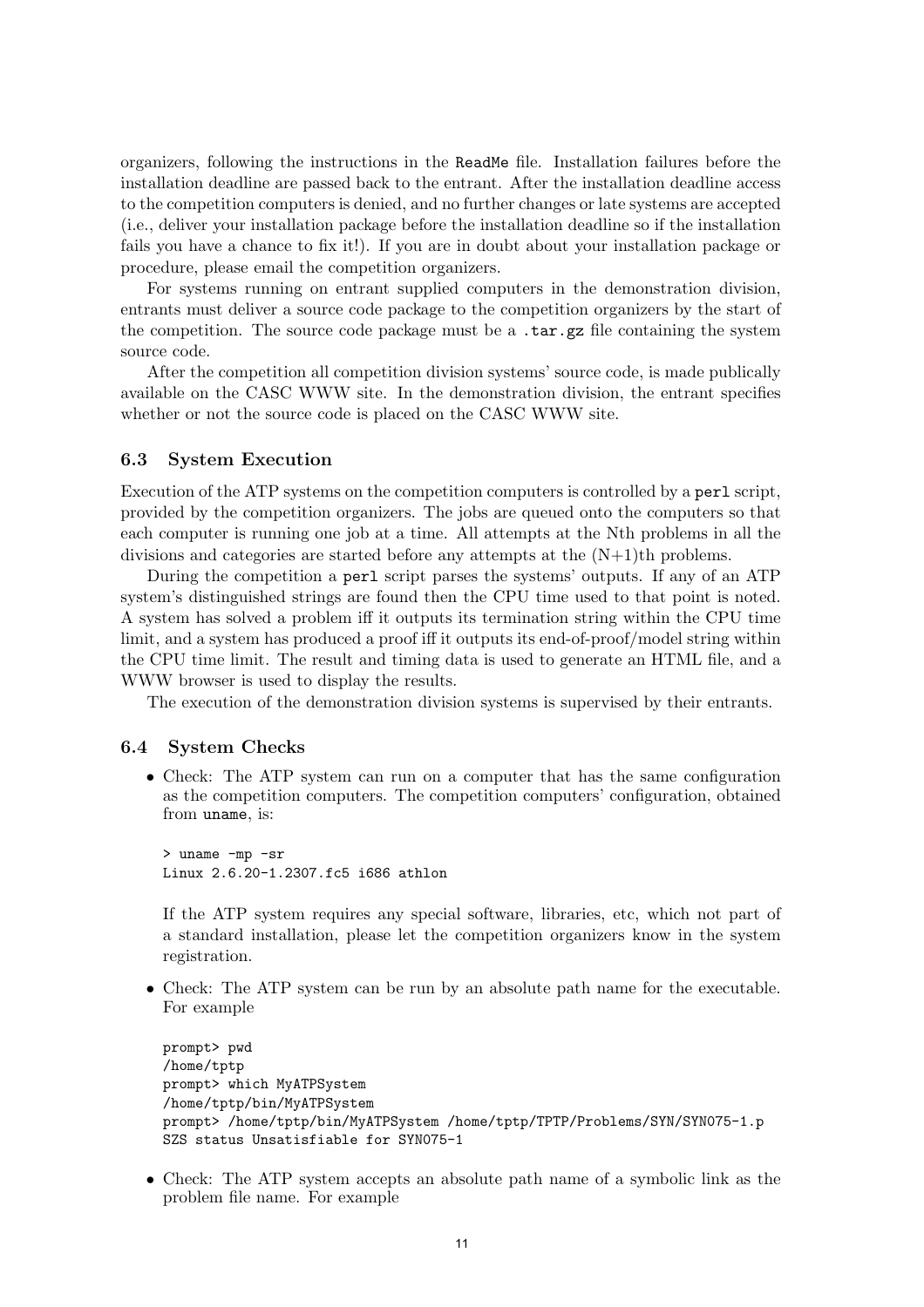organizers, following the instructions in the `ReadMe` file. Installation failures before the installation deadline are passed back to the entrant. After the installation deadline access to the competition computers is denied, and no further changes or late systems are accepted (i.e., deliver your installation package before the installation deadline so if the installation fails you have a chance to fix it!). If you are in doubt about your installation package or procedure, please email the competition organizers.

For systems running on entrant supplied computers in the demonstration division, entrants must deliver a source code package to the competition organizers by the start of the competition. The source code package must be a `.tar.gz` file containing the system source code.

After the competition all competition division systems' source code, is made publically available on the CASC WWW site. In the demonstration division, the entrant specifies whether or not the source code is placed on the CASC WWW site.

### 6.3 System Execution

Execution of the ATP systems on the competition computers is controlled by a `perl` script, provided by the competition organizers. The jobs are queued onto the computers so that each computer is running one job at a time. All attempts at the Nth problems in all the divisions and categories are started before any attempts at the (N+1)th problems.

During the competition a `perl` script parses the systems' outputs. If any of an ATP system's distinguished strings are found then the CPU time used to that point is noted. A system has solved a problem iff it outputs its termination string within the CPU time limit, and a system has produced a proof iff it outputs its end-of-proof/model string within the CPU time limit. The result and timing data is used to generate an HTML file, and a WWW browser is used to display the results.

The execution of the demonstration division systems is supervised by their entrants.

### 6.4 System Checks

- Check: The ATP system can run on a computer that has the same configuration as the competition computers. The competition computers' configuration, obtained from `uname`, is:

  ```
  > uname -mp -sr
  Linux 2.6.20-1.2307.fc5 i686 athlon
  ```

  If the ATP system requires any special software, libraries, etc, which not part of a standard installation, please let the competition organizers know in the system registration.

- Check: The ATP system can be run by an absolute path name for the executable. For example

  ```
  prompt> pwd
  /home/tptp
  prompt> which MyATPSystem
  /home/tptp/bin/MyATPSystem
  prompt> /home/tptp/bin/MyATPSystem /home/tptp/TPTP/Problems/SYN/SYN075-1.p
  SZS status Unsatisfiable for SYN075-1
  ```

- Check: The ATP system accepts an absolute path name of a symbolic link as the problem file name. For example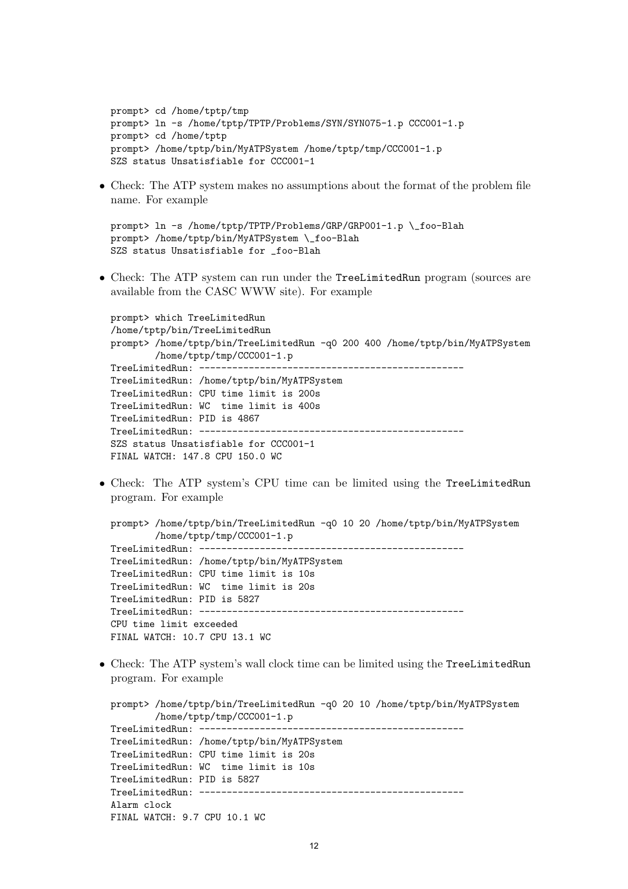```
prompt> cd /home/tptp/tmp
prompt> ln -s /home/tptp/TPTP/Problems/SYN/SYN075-1.p CCC001-1.p
prompt> cd /home/tptp
prompt> /home/tptp/bin/MyATPSystem /home/tptp/tmp/CCC001-1.p
SZS status Unsatisfiable for CCC001-1
```

- Check: The ATP system makes no assumptions about the format of the problem file name. For example

```
prompt> ln -s /home/tptp/TPTP/Problems/GRP/GRP001-1.p \_foo-Blah
prompt> /home/tptp/bin/MyATPSystem \_foo-Blah
SZS status Unsatisfiable for _foo-Blah
```

- Check: The ATP system can run under the `TreeLimitedRun` program (sources are available from the CASC WWW site). For example

```
prompt> which TreeLimitedRun
/home/tptp/bin/TreeLimitedRun
prompt> /home/tptp/bin/TreeLimitedRun -q0 200 400 /home/tptp/bin/MyATPSystem
        /home/tptp/tmp/CCC001-1.p
TreeLimitedRun: -----------------------------------------------
TreeLimitedRun: /home/tptp/bin/MyATPSystem
TreeLimitedRun: CPU time limit is 200s
TreeLimitedRun: WC  time limit is 400s
TreeLimitedRun: PID is 4867
TreeLimitedRun: -----------------------------------------------
SZS status Unsatisfiable for CCC001-1
FINAL WATCH: 147.8 CPU 150.0 WC
```

- Check: The ATP system's CPU time can be limited using the `TreeLimitedRun` program. For example

```
prompt> /home/tptp/bin/TreeLimitedRun -q0 10 20 /home/tptp/bin/MyATPSystem
        /home/tptp/tmp/CCC001-1.p
TreeLimitedRun: -----------------------------------------------
TreeLimitedRun: /home/tptp/bin/MyATPSystem
TreeLimitedRun: CPU time limit is 10s
TreeLimitedRun: WC  time limit is 20s
TreeLimitedRun: PID is 5827
TreeLimitedRun: -----------------------------------------------
CPU time limit exceeded
FINAL WATCH: 10.7 CPU 13.1 WC
```

- Check: The ATP system's wall clock time can be limited using the `TreeLimitedRun` program. For example

```
prompt> /home/tptp/bin/TreeLimitedRun -q0 20 10 /home/tptp/bin/MyATPSystem
        /home/tptp/tmp/CCC001-1.p
TreeLimitedRun: -----------------------------------------------
TreeLimitedRun: /home/tptp/bin/MyATPSystem
TreeLimitedRun: CPU time limit is 20s
TreeLimitedRun: WC  time limit is 10s
TreeLimitedRun: PID is 5827
TreeLimitedRun: -----------------------------------------------
Alarm clock
FINAL WATCH: 9.7 CPU 10.1 WC
```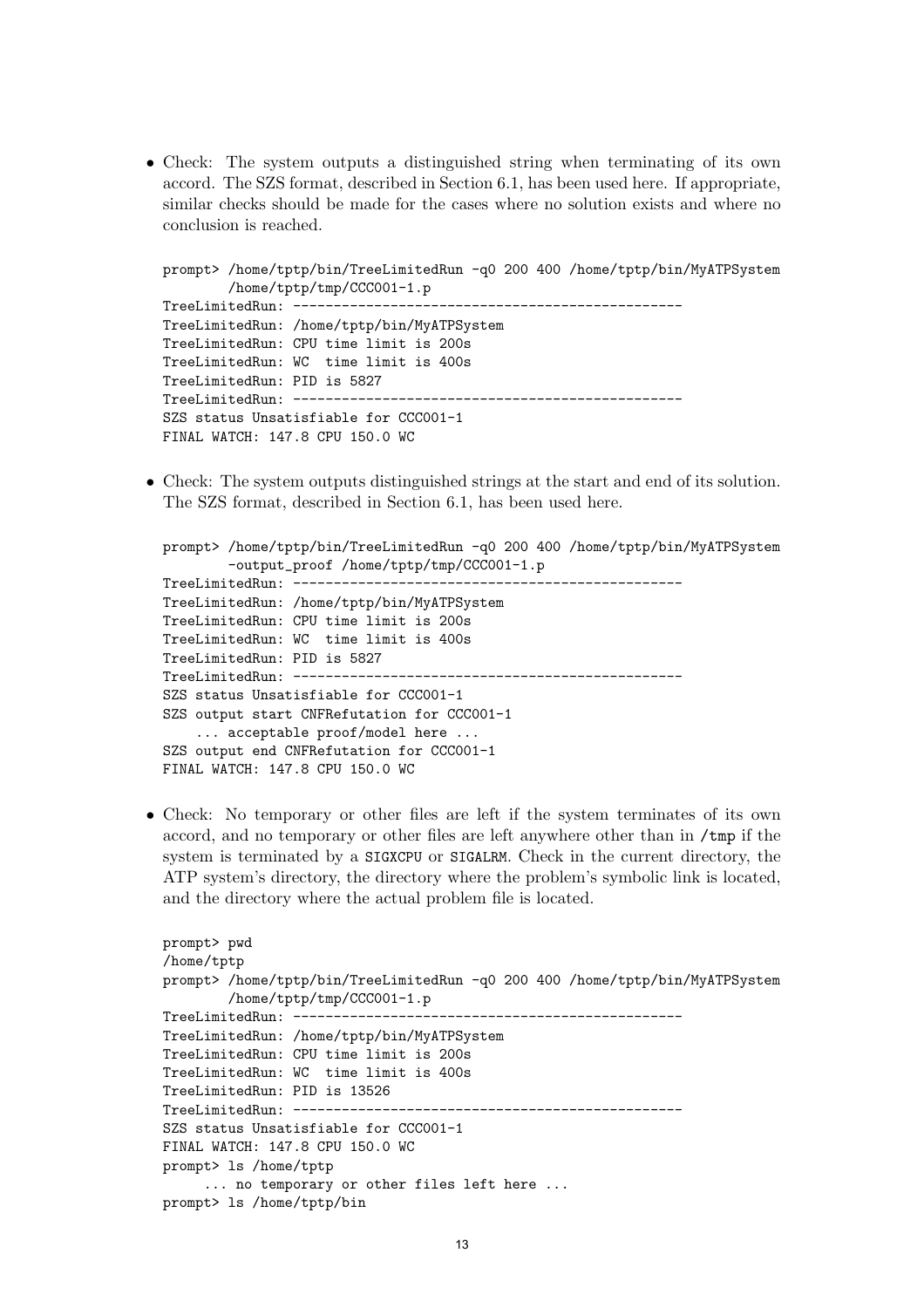- Check: The system outputs a distinguished string when terminating of its own accord. The SZS format, described in Section 6.1, has been used here. If appropriate, similar checks should be made for the cases where no solution exists and where no conclusion is reached.

```
prompt> /home/tptp/bin/TreeLimitedRun -q0 200 400 /home/tptp/bin/MyATPSystem
        /home/tptp/tmp/CCC001-1.p
TreeLimitedRun: -----------------------------------------------
TreeLimitedRun: /home/tptp/bin/MyATPSystem
TreeLimitedRun: CPU time limit is 200s
TreeLimitedRun: WC  time limit is 400s
TreeLimitedRun: PID is 5827
TreeLimitedRun: -----------------------------------------------
SZS status Unsatisfiable for CCC001-1
FINAL WATCH: 147.8 CPU 150.0 WC
```

- Check: The system outputs distinguished strings at the start and end of its solution. The SZS format, described in Section 6.1, has been used here.

```
prompt> /home/tptp/bin/TreeLimitedRun -q0 200 400 /home/tptp/bin/MyATPSystem
        -output_proof /home/tptp/tmp/CCC001-1.p
TreeLimitedRun: -----------------------------------------------
TreeLimitedRun: /home/tptp/bin/MyATPSystem
TreeLimitedRun: CPU time limit is 200s
TreeLimitedRun: WC  time limit is 400s
TreeLimitedRun: PID is 5827
TreeLimitedRun: -----------------------------------------------
SZS status Unsatisfiable for CCC001-1
SZS output start CNFRefutation for CCC001-1
    ... acceptable proof/model here ...
SZS output end CNFRefutation for CCC001-1
FINAL WATCH: 147.8 CPU 150.0 WC
```

- Check: No temporary or other files are left if the system terminates of its own accord, and no temporary or other files are left anywhere other than in `/tmp` if the system is terminated by a `SIGXCPU` or `SIGALRM`. Check in the current directory, the ATP system's directory, the directory where the problem's symbolic link is located, and the directory where the actual problem file is located.

```
prompt> pwd
/home/tptp
prompt> /home/tptp/bin/TreeLimitedRun -q0 200 400 /home/tptp/bin/MyATPSystem
        /home/tptp/tmp/CCC001-1.p
TreeLimitedRun: -----------------------------------------------
TreeLimitedRun: /home/tptp/bin/MyATPSystem
TreeLimitedRun: CPU time limit is 200s
TreeLimitedRun: WC  time limit is 400s
TreeLimitedRun: PID is 13526
TreeLimitedRun: -----------------------------------------------
SZS status Unsatisfiable for CCC001-1
FINAL WATCH: 147.8 CPU 150.0 WC
prompt> ls /home/tptp
     ... no temporary or other files left here ...
prompt> ls /home/tptp/bin
```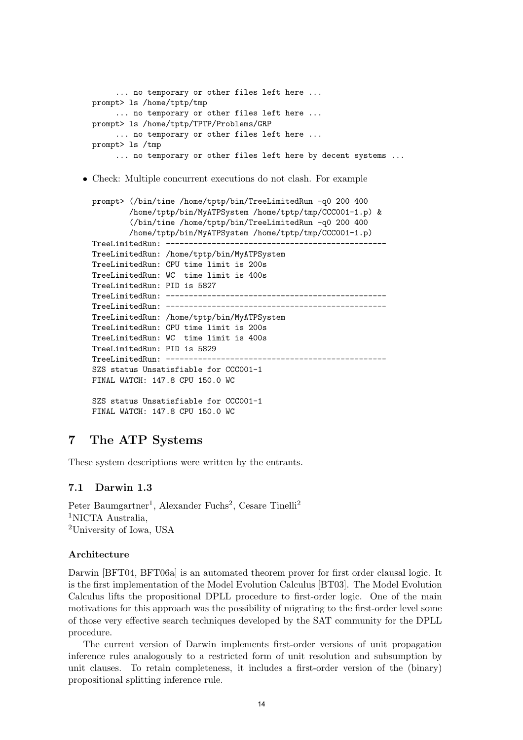```
     ... no temporary or other files left here ...
prompt> ls /home/tptp/tmp
     ... no temporary or other files left here ...
prompt> ls /home/tptp/TPTP/Problems/GRP
     ... no temporary or other files left here ...
prompt> ls /tmp
     ... no temporary or other files left here by decent systems ...
```

- Check: Multiple concurrent executions do not clash. For example

```
prompt> (/bin/time /home/tptp/bin/TreeLimitedRun -q0 200 400
        /home/tptp/bin/MyATPSystem /home/tptp/tmp/CCC001-1.p) &
        (/bin/time /home/tptp/bin/TreeLimitedRun -q0 200 400
        /home/tptp/bin/MyATPSystem /home/tptp/tmp/CCC001-1.p)
TreeLimitedRun: -----------------------------------------------
TreeLimitedRun: /home/tptp/bin/MyATPSystem
TreeLimitedRun: CPU time limit is 200s
TreeLimitedRun: WC  time limit is 400s
TreeLimitedRun: PID is 5827
TreeLimitedRun: -----------------------------------------------
TreeLimitedRun: -----------------------------------------------
TreeLimitedRun: /home/tptp/bin/MyATPSystem
TreeLimitedRun: CPU time limit is 200s
TreeLimitedRun: WC  time limit is 400s
TreeLimitedRun: PID is 5829
TreeLimitedRun: -----------------------------------------------
SZS status Unsatisfiable for CCC001-1
FINAL WATCH: 147.8 CPU 150.0 WC

SZS status Unsatisfiable for CCC001-1
FINAL WATCH: 147.8 CPU 150.0 WC
```

# 7 The ATP Systems

These system descriptions were written by the entrants.

## 7.1 Darwin 1.3

Peter Baumgartner[1], Alexander Fuchs[2], Cesare Tinelli[2]
[1]NICTA Australia,
[2]University of Iowa, USA

### Architecture

Darwin [BFT04, BFT06a] is an automated theorem prover for first order clausal logic. It is the first implementation of the Model Evolution Calculus [BT03]. The Model Evolution Calculus lifts the propositional DPLL procedure to first-order logic. One of the main motivations for this approach was the possibility of migrating to the first-order level some of those very effective search techniques developed by the SAT community for the DPLL procedure.

The current version of Darwin implements first-order versions of unit propagation inference rules analogously to a restricted form of unit resolution and subsumption by unit clauses. To retain completeness, it includes a first-order version of the (binary) propositional splitting inference rule.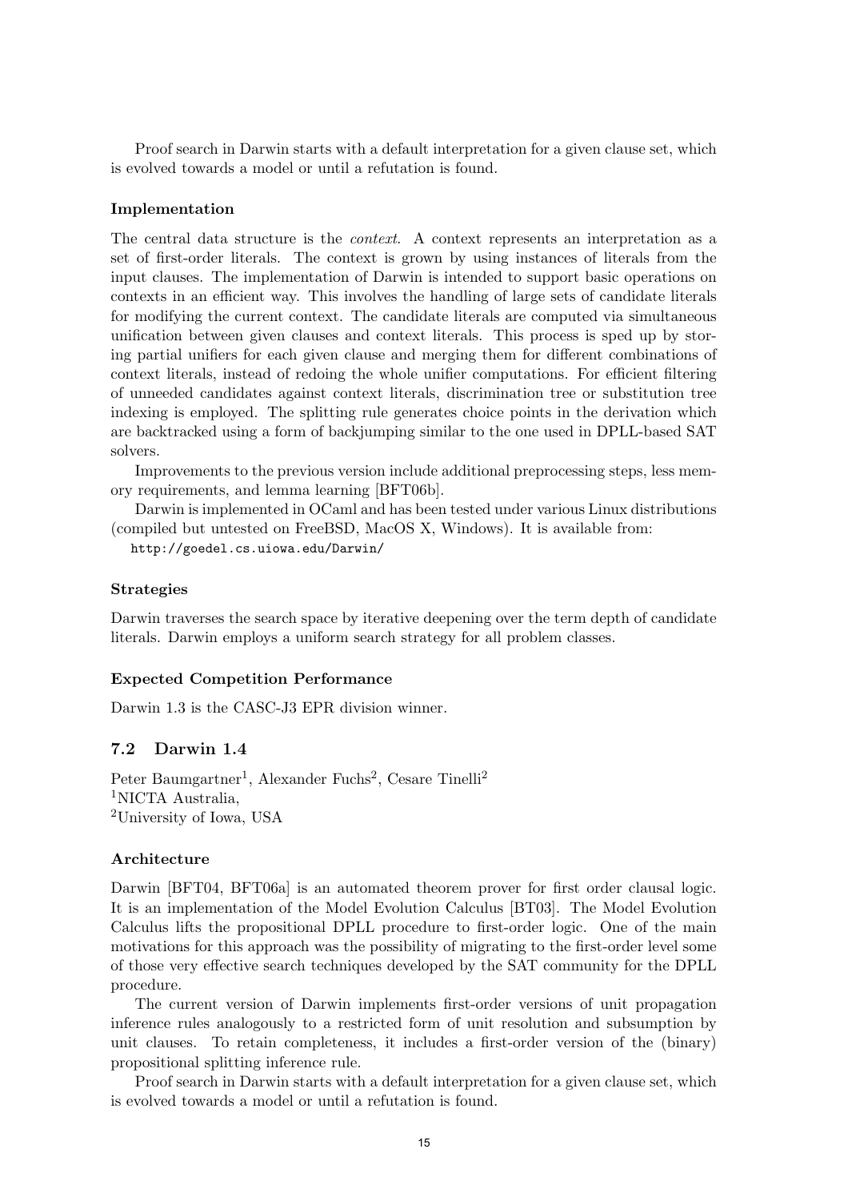Proof search in Darwin starts with a default interpretation for a given clause set, which is evolved towards a model or until a refutation is found.

#### Implementation

The central data structure is the *context*. A context represents an interpretation as a set of first-order literals. The context is grown by using instances of literals from the input clauses. The implementation of Darwin is intended to support basic operations on contexts in an efficient way. This involves the handling of large sets of candidate literals for modifying the current context. The candidate literals are computed via simultaneous unification between given clauses and context literals. This process is sped up by storing partial unifiers for each given clause and merging them for different combinations of context literals, instead of redoing the whole unifier computations. For efficient filtering of unneeded candidates against context literals, discrimination tree or substitution tree indexing is employed. The splitting rule generates choice points in the derivation which are backtracked using a form of backjumping similar to the one used in DPLL-based SAT solvers.

Improvements to the previous version include additional preprocessing steps, less memory requirements, and lemma learning [BFT06b].

Darwin is implemented in OCaml and has been tested under various Linux distributions (compiled but untested on FreeBSD, MacOS X, Windows). It is available from:

`http://goedel.cs.uiowa.edu/Darwin/`

#### Strategies

Darwin traverses the search space by iterative deepening over the term depth of candidate literals. Darwin employs a uniform search strategy for all problem classes.

#### Expected Competition Performance

Darwin 1.3 is the CASC-J3 EPR division winner.

## 7.2 Darwin 1.4

Peter Baumgartner[1], Alexander Fuchs[2], Cesare Tinelli[2]
[1]NICTA Australia,
[2]University of Iowa, USA

#### Architecture

Darwin [BFT04, BFT06a] is an automated theorem prover for first order clausal logic. It is an implementation of the Model Evolution Calculus [BT03]. The Model Evolution Calculus lifts the propositional DPLL procedure to first-order logic. One of the main motivations for this approach was the possibility of migrating to the first-order level some of those very effective search techniques developed by the SAT community for the DPLL procedure.

The current version of Darwin implements first-order versions of unit propagation inference rules analogously to a restricted form of unit resolution and subsumption by unit clauses. To retain completeness, it includes a first-order version of the (binary) propositional splitting inference rule.

Proof search in Darwin starts with a default interpretation for a given clause set, which is evolved towards a model or until a refutation is found.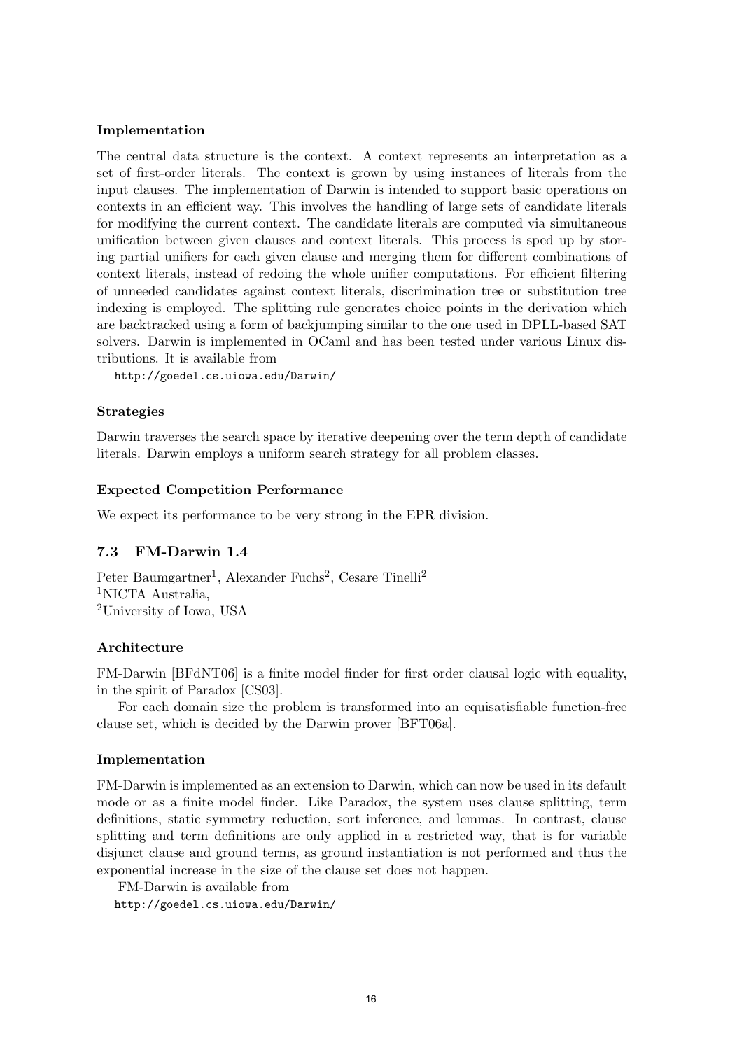#### Implementation

The central data structure is the context. A context represents an interpretation as a set of first-order literals. The context is grown by using instances of literals from the input clauses. The implementation of Darwin is intended to support basic operations on contexts in an efficient way. This involves the handling of large sets of candidate literals for modifying the current context. The candidate literals are computed via simultaneous unification between given clauses and context literals. This process is sped up by storing partial unifiers for each given clause and merging them for different combinations of context literals, instead of redoing the whole unifier computations. For efficient filtering of unneeded candidates against context literals, discrimination tree or substitution tree indexing is employed. The splitting rule generates choice points in the derivation which are backtracked using a form of backjumping similar to the one used in DPLL-based SAT solvers. Darwin is implemented in OCaml and has been tested under various Linux distributions. It is available from

```
http://goedel.cs.uiowa.edu/Darwin/
```

#### Strategies

Darwin traverses the search space by iterative deepening over the term depth of candidate literals. Darwin employs a uniform search strategy for all problem classes.

#### Expected Competition Performance

We expect its performance to be very strong in the EPR division.

### 7.3 FM-Darwin 1.4

Peter Baumgartner[1], Alexander Fuchs[2], Cesare Tinelli[2]
[1]NICTA Australia,
[2]University of Iowa, USA

#### Architecture

FM-Darwin [BFdNT06] is a finite model finder for first order clausal logic with equality, in the spirit of Paradox [CS03].

For each domain size the problem is transformed into an equisatisfiable function-free clause set, which is decided by the Darwin prover [BFT06a].

#### Implementation

FM-Darwin is implemented as an extension to Darwin, which can now be used in its default mode or as a finite model finder. Like Paradox, the system uses clause splitting, term definitions, static symmetry reduction, sort inference, and lemmas. In contrast, clause splitting and term definitions are only applied in a restricted way, that is for variable disjunct clause and ground terms, as ground instantiation is not performed and thus the exponential increase in the size of the clause set does not happen.

FM-Darwin is available from

```
http://goedel.cs.uiowa.edu/Darwin/
```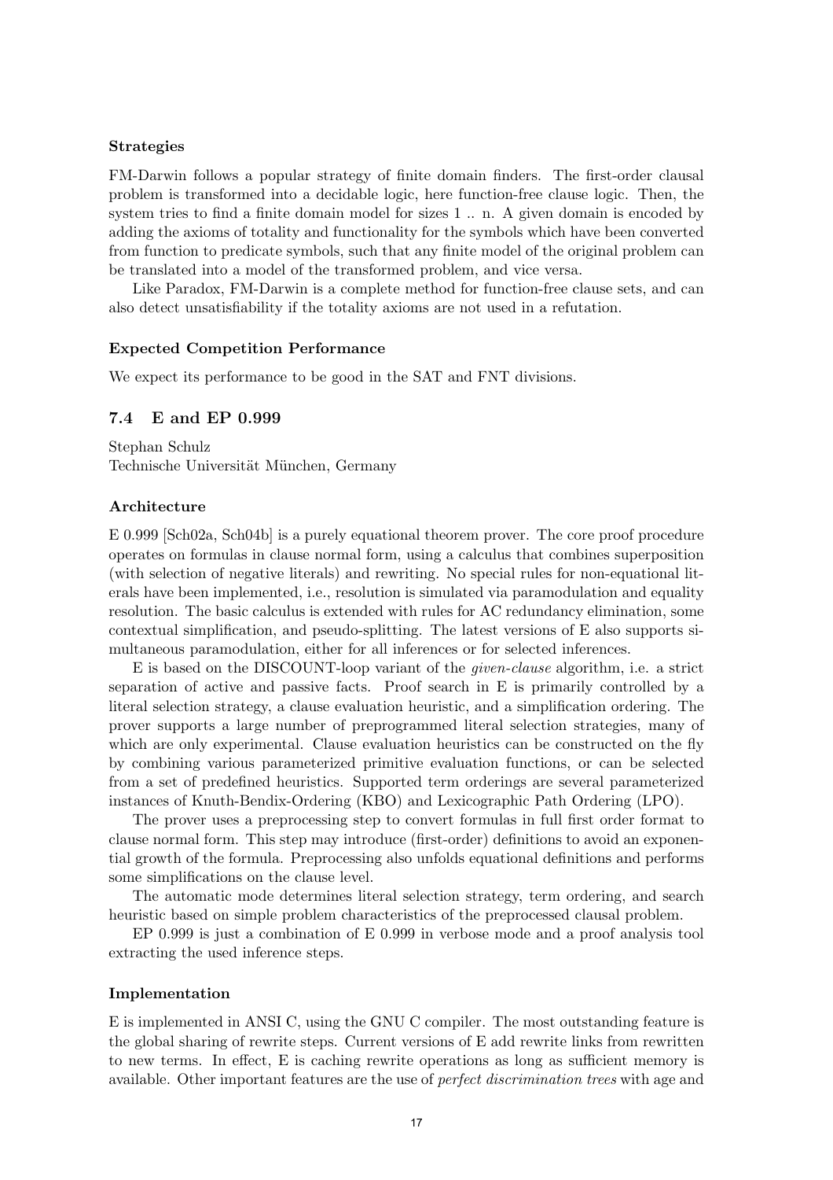#### Strategies

FM-Darwin follows a popular strategy of finite domain finders. The first-order clausal problem is transformed into a decidable logic, here function-free clause logic. Then, the system tries to find a finite domain model for sizes 1 .. n. A given domain is encoded by adding the axioms of totality and functionality for the symbols which have been converted from function to predicate symbols, such that any finite model of the original problem can be translated into a model of the transformed problem, and vice versa.

Like Paradox, FM-Darwin is a complete method for function-free clause sets, and can also detect unsatisfiability if the totality axioms are not used in a refutation.

#### Expected Competition Performance

We expect its performance to be good in the SAT and FNT divisions.

### 7.4 E and EP 0.999

Stephan Schulz
Technische Universität München, Germany

#### Architecture

E 0.999 [Sch02a, Sch04b] is a purely equational theorem prover. The core proof procedure operates on formulas in clause normal form, using a calculus that combines superposition (with selection of negative literals) and rewriting. No special rules for non-equational literals have been implemented, i.e., resolution is simulated via paramodulation and equality resolution. The basic calculus is extended with rules for AC redundancy elimination, some contextual simplification, and pseudo-splitting. The latest versions of E also supports simultaneous paramodulation, either for all inferences or for selected inferences.

E is based on the DISCOUNT-loop variant of the *given-clause* algorithm, i.e. a strict separation of active and passive facts. Proof search in E is primarily controlled by a literal selection strategy, a clause evaluation heuristic, and a simplification ordering. The prover supports a large number of preprogrammed literal selection strategies, many of which are only experimental. Clause evaluation heuristics can be constructed on the fly by combining various parameterized primitive evaluation functions, or can be selected from a set of predefined heuristics. Supported term orderings are several parameterized instances of Knuth-Bendix-Ordering (KBO) and Lexicographic Path Ordering (LPO).

The prover uses a preprocessing step to convert formulas in full first order format to clause normal form. This step may introduce (first-order) definitions to avoid an exponential growth of the formula. Preprocessing also unfolds equational definitions and performs some simplifications on the clause level.

The automatic mode determines literal selection strategy, term ordering, and search heuristic based on simple problem characteristics of the preprocessed clausal problem.

EP 0.999 is just a combination of E 0.999 in verbose mode and a proof analysis tool extracting the used inference steps.

#### Implementation

E is implemented in ANSI C, using the GNU C compiler. The most outstanding feature is the global sharing of rewrite steps. Current versions of E add rewrite links from rewritten to new terms. In effect, E is caching rewrite operations as long as sufficient memory is available. Other important features are the use of *perfect discrimination trees* with age and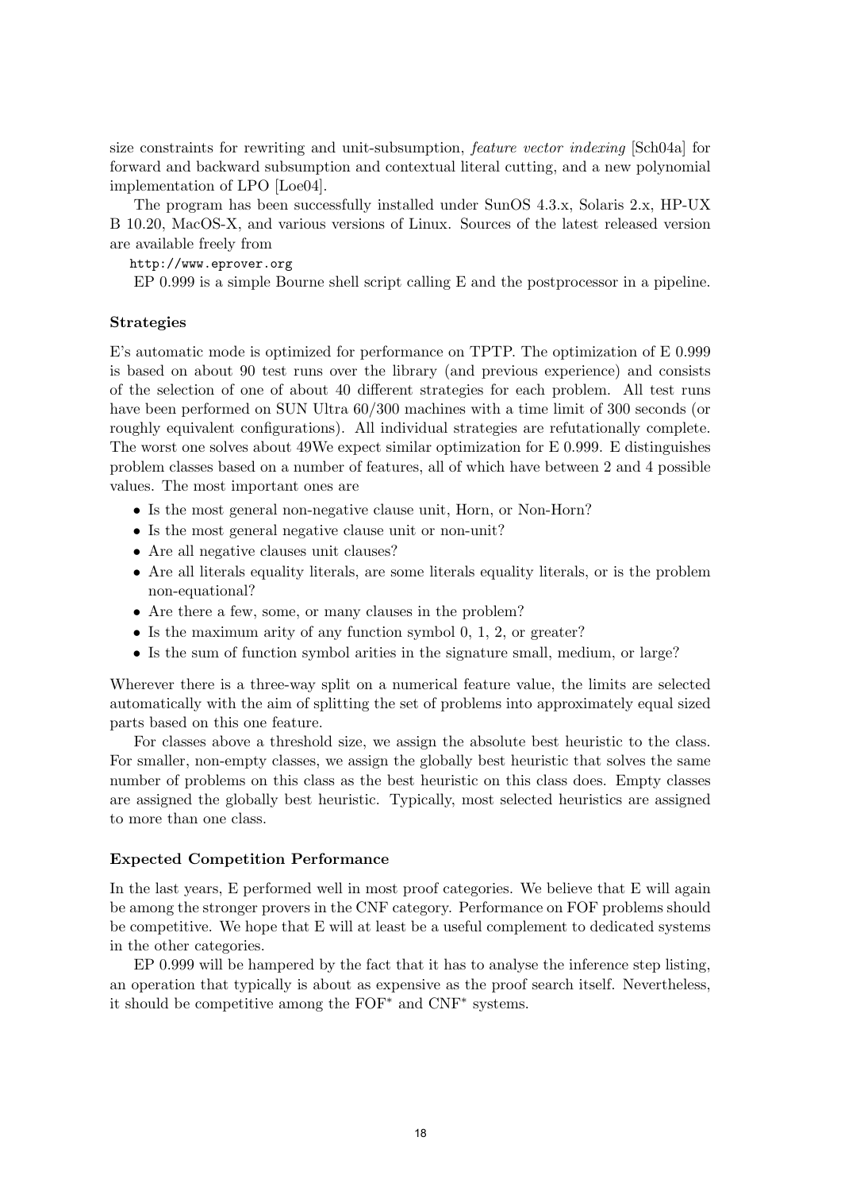size constraints for rewriting and unit-subsumption, *feature vector indexing* [Sch04a] for forward and backward subsumption and contextual literal cutting, and a new polynomial implementation of LPO [Loe04].

The program has been successfully installed under SunOS 4.3.x, Solaris 2.x, HP-UX B 10.20, MacOS-X, and various versions of Linux. Sources of the latest released version are available freely from

http://www.eprover.org

EP 0.999 is a simple Bourne shell script calling E and the postprocessor in a pipeline.

### Strategies

E's automatic mode is optimized for performance on TPTP. The optimization of E 0.999 is based on about 90 test runs over the library (and previous experience) and consists of the selection of one of about 40 different strategies for each problem. All test runs have been performed on SUN Ultra 60/300 machines with a time limit of 300 seconds (or roughly equivalent configurations). All individual strategies are refutationally complete. The worst one solves about 49We expect similar optimization for E 0.999. E distinguishes problem classes based on a number of features, all of which have between 2 and 4 possible values. The most important ones are

- Is the most general non-negative clause unit, Horn, or Non-Horn?
- Is the most general negative clause unit or non-unit?
- Are all negative clauses unit clauses?
- Are all literals equality literals, are some literals equality literals, or is the problem non-equational?
- Are there a few, some, or many clauses in the problem?
- Is the maximum arity of any function symbol 0, 1, 2, or greater?
- Is the sum of function symbol arities in the signature small, medium, or large?

Wherever there is a three-way split on a numerical feature value, the limits are selected automatically with the aim of splitting the set of problems into approximately equal sized parts based on this one feature.

For classes above a threshold size, we assign the absolute best heuristic to the class. For smaller, non-empty classes, we assign the globally best heuristic that solves the same number of problems on this class as the best heuristic on this class does. Empty classes are assigned the globally best heuristic. Typically, most selected heuristics are assigned to more than one class.

### Expected Competition Performance

In the last years, E performed well in most proof categories. We believe that E will again be among the stronger provers in the CNF category. Performance on FOF problems should be competitive. We hope that E will at least be a useful complement to dedicated systems in the other categories.

EP 0.999 will be hampered by the fact that it has to analyse the inference step listing, an operation that typically is about as expensive as the proof search itself. Nevertheless, it should be competitive among the FOF* and CNF* systems.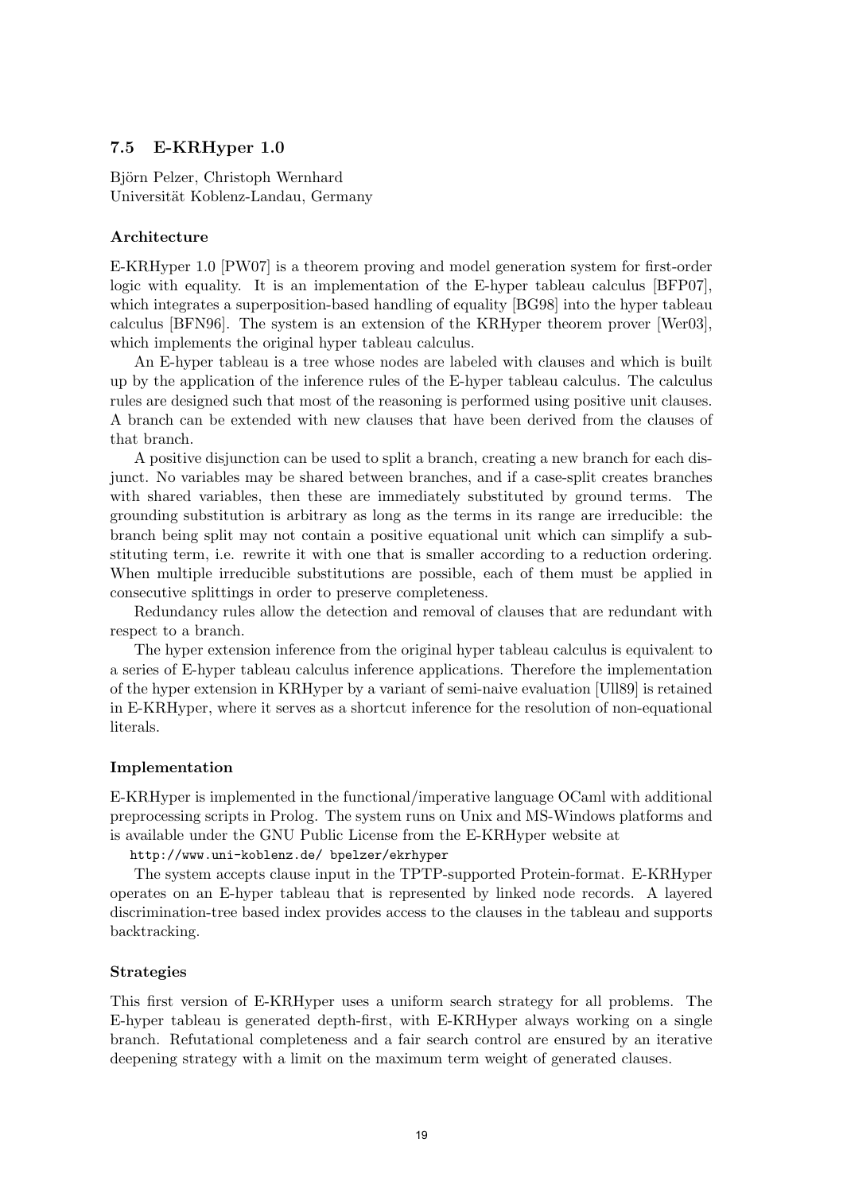### 7.5 E-KRHyper 1.0

Björn Pelzer, Christoph Wernhard
Universität Koblenz-Landau, Germany

#### Architecture

E-KRHyper 1.0 [PW07] is a theorem proving and model generation system for first-order logic with equality. It is an implementation of the E-hyper tableau calculus [BFP07], which integrates a superposition-based handling of equality [BG98] into the hyper tableau calculus [BFN96]. The system is an extension of the KRHyper theorem prover [Wer03], which implements the original hyper tableau calculus.

An E-hyper tableau is a tree whose nodes are labeled with clauses and which is built up by the application of the inference rules of the E-hyper tableau calculus. The calculus rules are designed such that most of the reasoning is performed using positive unit clauses. A branch can be extended with new clauses that have been derived from the clauses of that branch.

A positive disjunction can be used to split a branch, creating a new branch for each disjunct. No variables may be shared between branches, and if a case-split creates branches with shared variables, then these are immediately substituted by ground terms. The grounding substitution is arbitrary as long as the terms in its range are irreducible: the branch being split may not contain a positive equational unit which can simplify a substituting term, i.e. rewrite it with one that is smaller according to a reduction ordering. When multiple irreducible substitutions are possible, each of them must be applied in consecutive splittings in order to preserve completeness.

Redundancy rules allow the detection and removal of clauses that are redundant with respect to a branch.

The hyper extension inference from the original hyper tableau calculus is equivalent to a series of E-hyper tableau calculus inference applications. Therefore the implementation of the hyper extension in KRHyper by a variant of semi-naive evaluation [Ull89] is retained in E-KRHyper, where it serves as a shortcut inference for the resolution of non-equational literals.

#### Implementation

E-KRHyper is implemented in the functional/imperative language OCaml with additional preprocessing scripts in Prolog. The system runs on Unix and MS-Windows platforms and is available under the GNU Public License from the E-KRHyper website at

`http://www.uni-koblenz.de/ bpelzer/ekrhyper`

The system accepts clause input in the TPTP-supported Protein-format. E-KRHyper operates on an E-hyper tableau that is represented by linked node records. A layered discrimination-tree based index provides access to the clauses in the tableau and supports backtracking.

#### Strategies

This first version of E-KRHyper uses a uniform search strategy for all problems. The E-hyper tableau is generated depth-first, with E-KRHyper always working on a single branch. Refutational completeness and a fair search control are ensured by an iterative deepening strategy with a limit on the maximum term weight of generated clauses.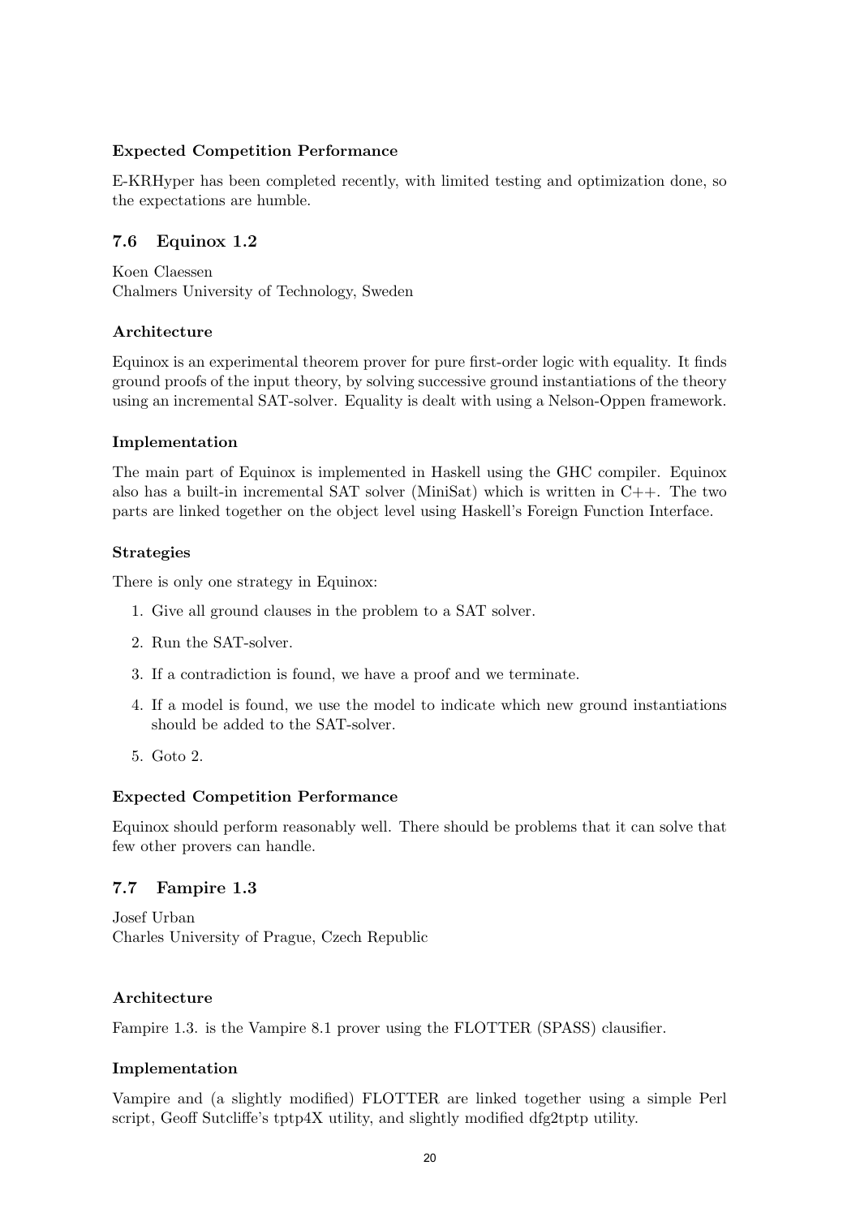#### Expected Competition Performance

E-KRHyper has been completed recently, with limited testing and optimization done, so the expectations are humble.

### 7.6 Equinox 1.2

Koen Claessen
Chalmers University of Technology, Sweden

#### Architecture

Equinox is an experimental theorem prover for pure first-order logic with equality. It finds ground proofs of the input theory, by solving successive ground instantiations of the theory using an incremental SAT-solver. Equality is dealt with using a Nelson-Oppen framework.

#### Implementation

The main part of Equinox is implemented in Haskell using the GHC compiler. Equinox also has a built-in incremental SAT solver (MiniSat) which is written in C++. The two parts are linked together on the object level using Haskell's Foreign Function Interface.

#### Strategies

There is only one strategy in Equinox:

1. Give all ground clauses in the problem to a SAT solver.
2. Run the SAT-solver.
3. If a contradiction is found, we have a proof and we terminate.
4. If a model is found, we use the model to indicate which new ground instantiations should be added to the SAT-solver.
5. Goto 2.

#### Expected Competition Performance

Equinox should perform reasonably well. There should be problems that it can solve that few other provers can handle.

### 7.7 Fampire 1.3

Josef Urban
Charles University of Prague, Czech Republic

#### Architecture

Fampire 1.3. is the Vampire 8.1 prover using the FLOTTER (SPASS) clausifier.

#### Implementation

Vampire and (a slightly modified) FLOTTER are linked together using a simple Perl script, Geoff Sutcliffe's tptp4X utility, and slightly modified dfg2tptp utility.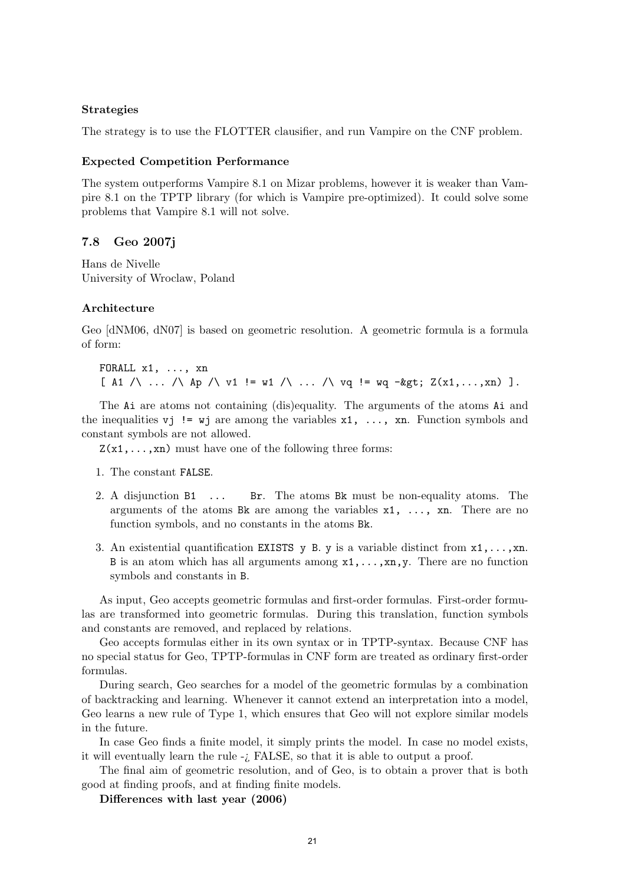#### Strategies

The strategy is to use the FLOTTER clausifier, and run Vampire on the CNF problem.

#### Expected Competition Performance

The system outperforms Vampire 8.1 on Mizar problems, however it is weaker than Vampire 8.1 on the TPTP library (for which is Vampire pre-optimized). It could solve some problems that Vampire 8.1 will not solve.

### 7.8 Geo 2007j

Hans de Nivelle
University of Wroclaw, Poland

#### Architecture

Geo [dNM06, dN07] is based on geometric resolution. A geometric formula is a formula of form:

```
FORALL x1, ..., xn
[ A1 /\ ... /\ Ap /\ v1 != w1 /\ ... /\ vq != wq -&gt; Z(x1,...,xn) ].
```

The `Ai` are atoms not containing (dis)equality. The arguments of the atoms `Ai` and the inequalities `vj != wj` are among the variables `x1, ..., xn`. Function symbols and constant symbols are not allowed.

`Z(x1,...,xn)` must have one of the following three forms:

1. The constant `FALSE`.
2. A disjunction `B1 ... Br`. The atoms `Bk` must be non-equality atoms. The arguments of the atoms `Bk` are among the variables `x1, ..., xn`. There are no function symbols, and no constants in the atoms `Bk`.
3. An existential quantification `EXISTS y B`. `y` is a variable distinct from `x1,...,xn`. `B` is an atom which has all arguments among `x1,...,xn,y`. There are no function symbols and constants in `B`.

As input, Geo accepts geometric formulas and first-order formulas. First-order formulas are transformed into geometric formulas. During this translation, function symbols and constants are removed, and replaced by relations.

Geo accepts formulas either in its own syntax or in TPTP-syntax. Because CNF has no special status for Geo, TPTP-formulas in CNF form are treated as ordinary first-order formulas.

During search, Geo searches for a model of the geometric formulas by a combination of backtracking and learning. Whenever it cannot extend an interpretation into a model, Geo learns a new rule of Type 1, which ensures that Geo will not explore similar models in the future.

In case Geo finds a finite model, it simply prints the model. In case no model exists, it will eventually learn the rule -¿ FALSE, so that it is able to output a proof.

The final aim of geometric resolution, and of Geo, is to obtain a prover that is both good at finding proofs, and at finding finite models.

**Differences with last year (2006)**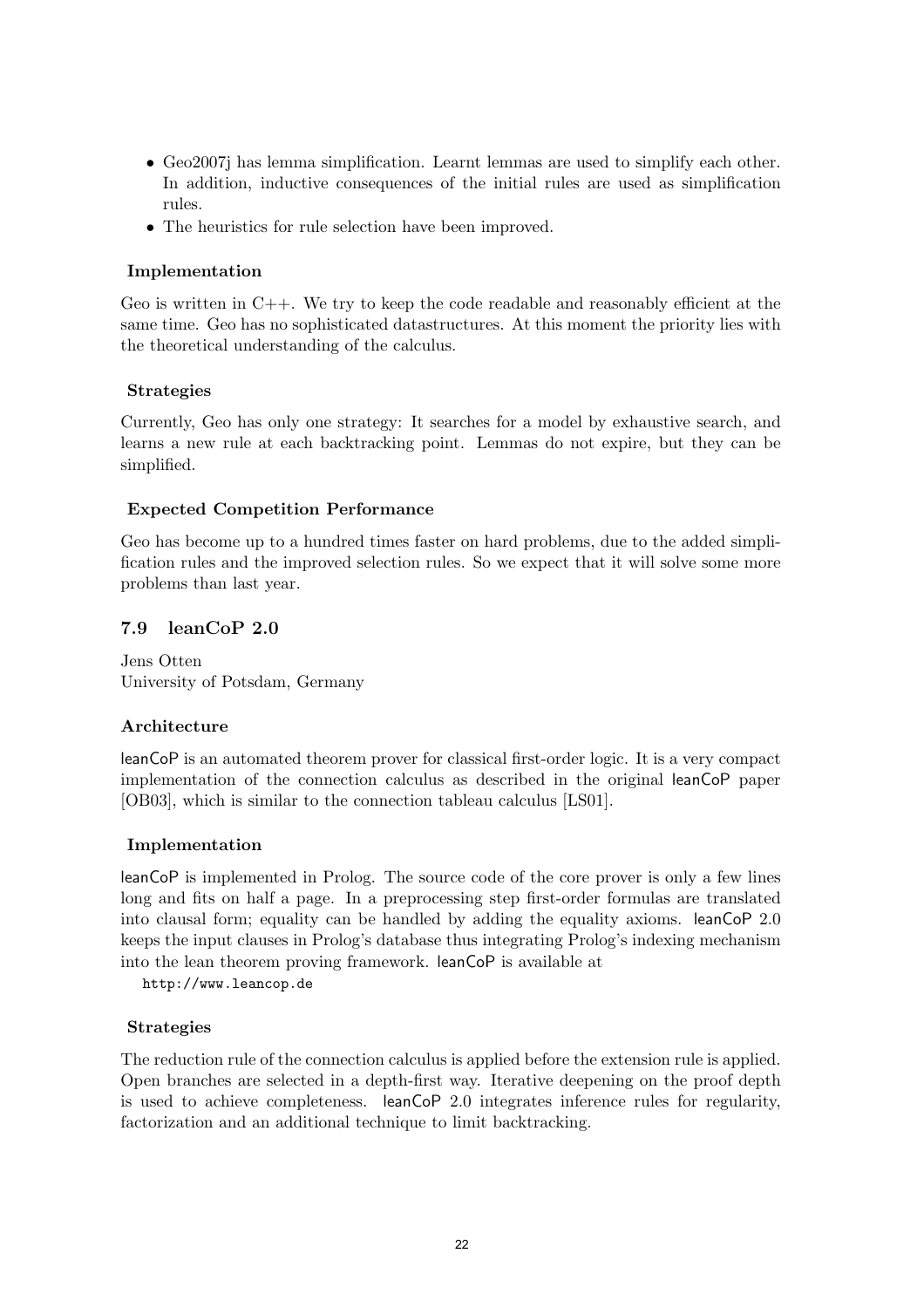- Geo2007j has lemma simplification. Learnt lemmas are used to simplify each other. In addition, inductive consequences of the initial rules are used as simplification rules.
- The heuristics for rule selection have been improved.

#### Implementation

Geo is written in C++. We try to keep the code readable and reasonably efficient at the same time. Geo has no sophisticated datastructures. At this moment the priority lies with the theoretical understanding of the calculus.

#### Strategies

Currently, Geo has only one strategy: It searches for a model by exhaustive search, and learns a new rule at each backtracking point. Lemmas do not expire, but they can be simplified.

#### Expected Competition Performance

Geo has become up to a hundred times faster on hard problems, due to the added simplification rules and the improved selection rules. So we expect that it will solve some more problems than last year.

### 7.9 leanCoP 2.0

Jens Otten
University of Potsdam, Germany

#### Architecture

leanCoP is an automated theorem prover for classical first-order logic. It is a very compact implementation of the connection calculus as described in the original leanCoP paper [OB03], which is similar to the connection tableau calculus [LS01].

#### Implementation

leanCoP is implemented in Prolog. The source code of the core prover is only a few lines long and fits on half a page. In a preprocessing step first-order formulas are translated into clausal form; equality can be handled by adding the equality axioms. leanCoP 2.0 keeps the input clauses in Prolog's database thus integrating Prolog's indexing mechanism into the lean theorem proving framework. leanCoP is available at

`http://www.leancop.de`

#### Strategies

The reduction rule of the connection calculus is applied before the extension rule is applied. Open branches are selected in a depth-first way. Iterative deepening on the proof depth is used to achieve completeness. leanCoP 2.0 integrates inference rules for regularity, factorization and an additional technique to limit backtracking.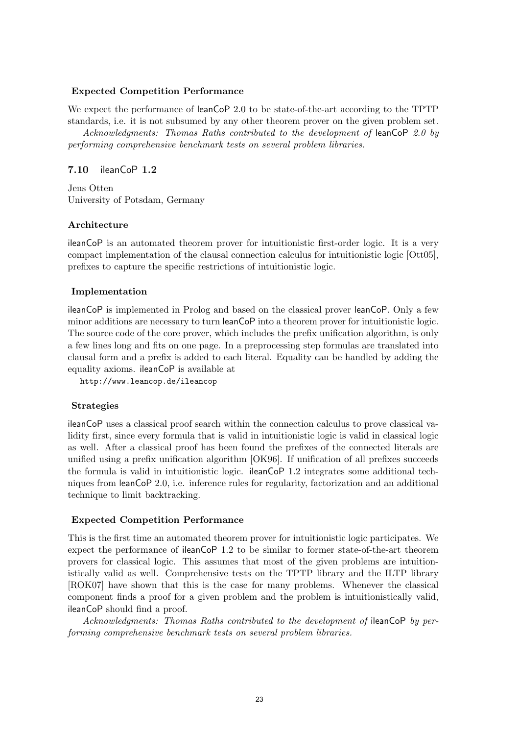#### Expected Competition Performance

We expect the performance of leanCoP 2.0 to be state-of-the-art according to the TPTP standards, i.e. it is not subsumed by any other theorem prover on the given problem set.

*Acknowledgments: Thomas Raths contributed to the development of* leanCoP *2.0 by performing comprehensive benchmark tests on several problem libraries.*

### 7.10 ileanCoP 1.2

Jens Otten
University of Potsdam, Germany

#### Architecture

ileanCoP is an automated theorem prover for intuitionistic first-order logic. It is a very compact implementation of the clausal connection calculus for intuitionistic logic [Ott05], prefixes to capture the specific restrictions of intuitionistic logic.

#### Implementation

ileanCoP is implemented in Prolog and based on the classical prover leanCoP. Only a few minor additions are necessary to turn leanCoP into a theorem prover for intuitionistic logic. The source code of the core prover, which includes the prefix unification algorithm, is only a few lines long and fits on one page. In a preprocessing step formulas are translated into clausal form and a prefix is added to each literal. Equality can be handled by adding the equality axioms. ileanCoP is available at

```
http://www.leancop.de/ileancop
```

#### Strategies

ileanCoP uses a classical proof search within the connection calculus to prove classical validity first, since every formula that is valid in intuitionistic logic is valid in classical logic as well. After a classical proof has been found the prefixes of the connected literals are unified using a prefix unification algorithm [OK96]. If unification of all prefixes succeeds the formula is valid in intuitionistic logic. ileanCoP 1.2 integrates some additional techniques from leanCoP 2.0, i.e. inference rules for regularity, factorization and an additional technique to limit backtracking.

#### Expected Competition Performance

This is the first time an automated theorem prover for intuitionistic logic participates. We expect the performance of ileanCoP 1.2 to be similar to former state-of-the-art theorem provers for classical logic. This assumes that most of the given problems are intuitionistically valid as well. Comprehensive tests on the TPTP library and the ILTP library [ROK07] have shown that this is the case for many problems. Whenever the classical component finds a proof for a given problem and the problem is intuitionistically valid, ileanCoP should find a proof.

*Acknowledgments: Thomas Raths contributed to the development of* ileanCoP *by performing comprehensive benchmark tests on several problem libraries.*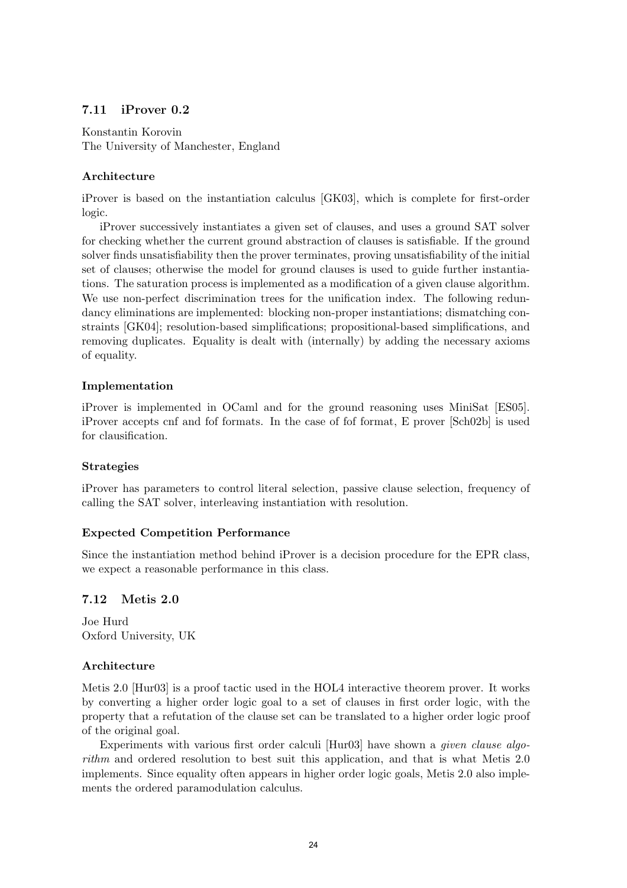### 7.11 iProver 0.2

Konstantin Korovin
The University of Manchester, England

#### Architecture

iProver is based on the instantiation calculus [GK03], which is complete for first-order logic.

iProver successively instantiates a given set of clauses, and uses a ground SAT solver for checking whether the current ground abstraction of clauses is satisfiable. If the ground solver finds unsatisfiability then the prover terminates, proving unsatisfiability of the initial set of clauses; otherwise the model for ground clauses is used to guide further instantiations. The saturation process is implemented as a modification of a given clause algorithm. We use non-perfect discrimination trees for the unification index. The following redundancy eliminations are implemented: blocking non-proper instantiations; dismatching constraints [GK04]; resolution-based simplifications; propositional-based simplifications, and removing duplicates. Equality is dealt with (internally) by adding the necessary axioms of equality.

#### Implementation

iProver is implemented in OCaml and for the ground reasoning uses MiniSat [ES05]. iProver accepts cnf and fof formats. In the case of fof format, E prover [Sch02b] is used for clausification.

#### Strategies

iProver has parameters to control literal selection, passive clause selection, frequency of calling the SAT solver, interleaving instantiation with resolution.

#### Expected Competition Performance

Since the instantiation method behind iProver is a decision procedure for the EPR class, we expect a reasonable performance in this class.

### 7.12 Metis 2.0

Joe Hurd
Oxford University, UK

#### Architecture

Metis 2.0 [Hur03] is a proof tactic used in the HOL4 interactive theorem prover. It works by converting a higher order logic goal to a set of clauses in first order logic, with the property that a refutation of the clause set can be translated to a higher order logic proof of the original goal.

Experiments with various first order calculi [Hur03] have shown a *given clause algorithm* and ordered resolution to best suit this application, and that is what Metis 2.0 implements. Since equality often appears in higher order logic goals, Metis 2.0 also implements the ordered paramodulation calculus.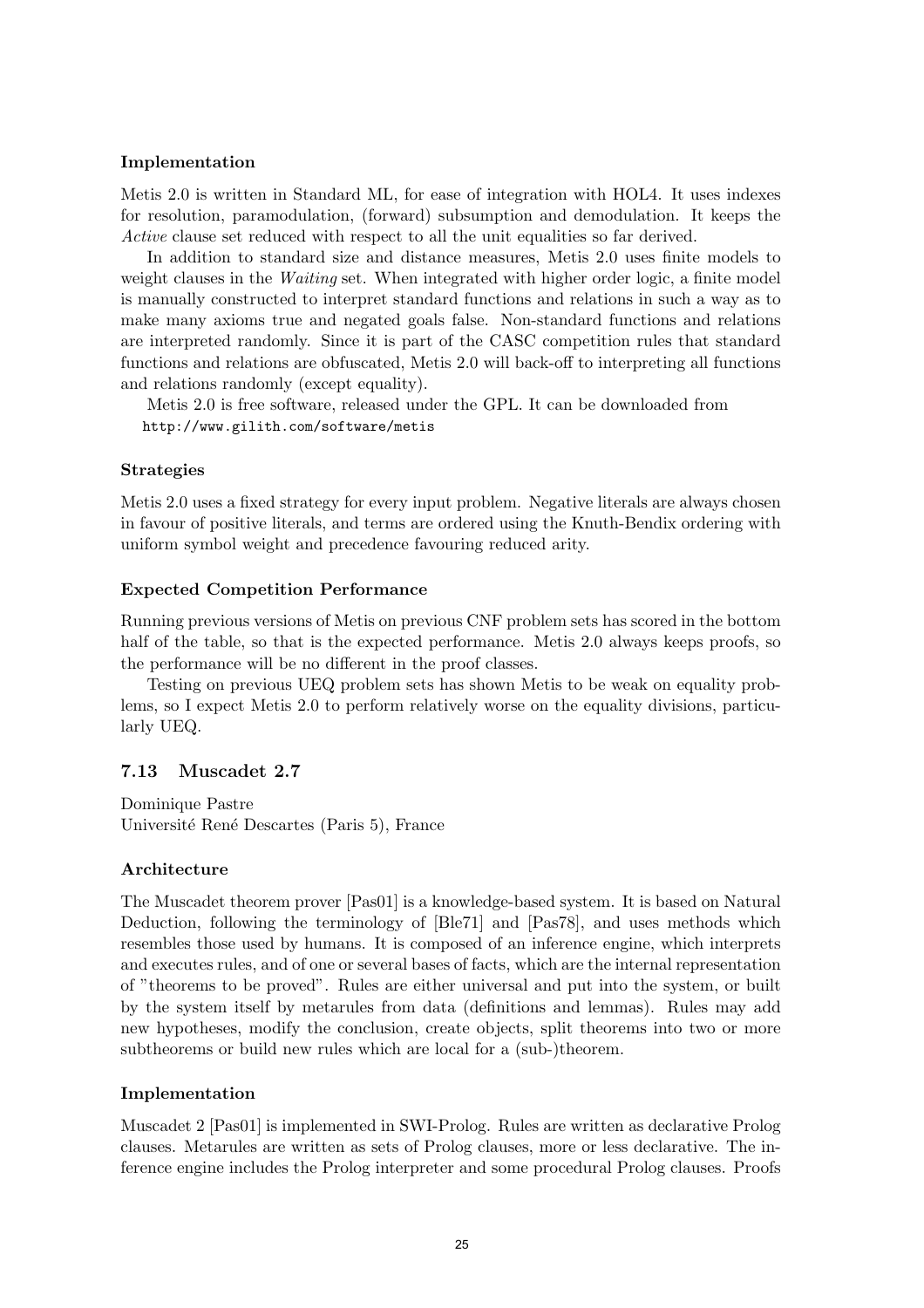#### Implementation

Metis 2.0 is written in Standard ML, for ease of integration with HOL4. It uses indexes for resolution, paramodulation, (forward) subsumption and demodulation. It keeps the *Active* clause set reduced with respect to all the unit equalities so far derived.

In addition to standard size and distance measures, Metis 2.0 uses finite models to weight clauses in the *Waiting* set. When integrated with higher order logic, a finite model is manually constructed to interpret standard functions and relations in such a way as to make many axioms true and negated goals false. Non-standard functions and relations are interpreted randomly. Since it is part of the CASC competition rules that standard functions and relations are obfuscated, Metis 2.0 will back-off to interpreting all functions and relations randomly (except equality).

Metis 2.0 is free software, released under the GPL. It can be downloaded from
`http://www.gilith.com/software/metis`

#### Strategies

Metis 2.0 uses a fixed strategy for every input problem. Negative literals are always chosen in favour of positive literals, and terms are ordered using the Knuth-Bendix ordering with uniform symbol weight and precedence favouring reduced arity.

#### Expected Competition Performance

Running previous versions of Metis on previous CNF problem sets has scored in the bottom half of the table, so that is the expected performance. Metis 2.0 always keeps proofs, so the performance will be no different in the proof classes.

Testing on previous UEQ problem sets has shown Metis to be weak on equality problems, so I expect Metis 2.0 to perform relatively worse on the equality divisions, particularly UEQ.

### 7.13 Muscadet 2.7

Dominique Pastre
Université René Descartes (Paris 5), France

#### Architecture

The Muscadet theorem prover [Pas01] is a knowledge-based system. It is based on Natural Deduction, following the terminology of [Ble71] and [Pas78], and uses methods which resembles those used by humans. It is composed of an inference engine, which interprets and executes rules, and of one or several bases of facts, which are the internal representation of "theorems to be proved". Rules are either universal and put into the system, or built by the system itself by metarules from data (definitions and lemmas). Rules may add new hypotheses, modify the conclusion, create objects, split theorems into two or more subtheorems or build new rules which are local for a (sub-)theorem.

#### Implementation

Muscadet 2 [Pas01] is implemented in SWI-Prolog. Rules are written as declarative Prolog clauses. Metarules are written as sets of Prolog clauses, more or less declarative. The inference engine includes the Prolog interpreter and some procedural Prolog clauses. Proofs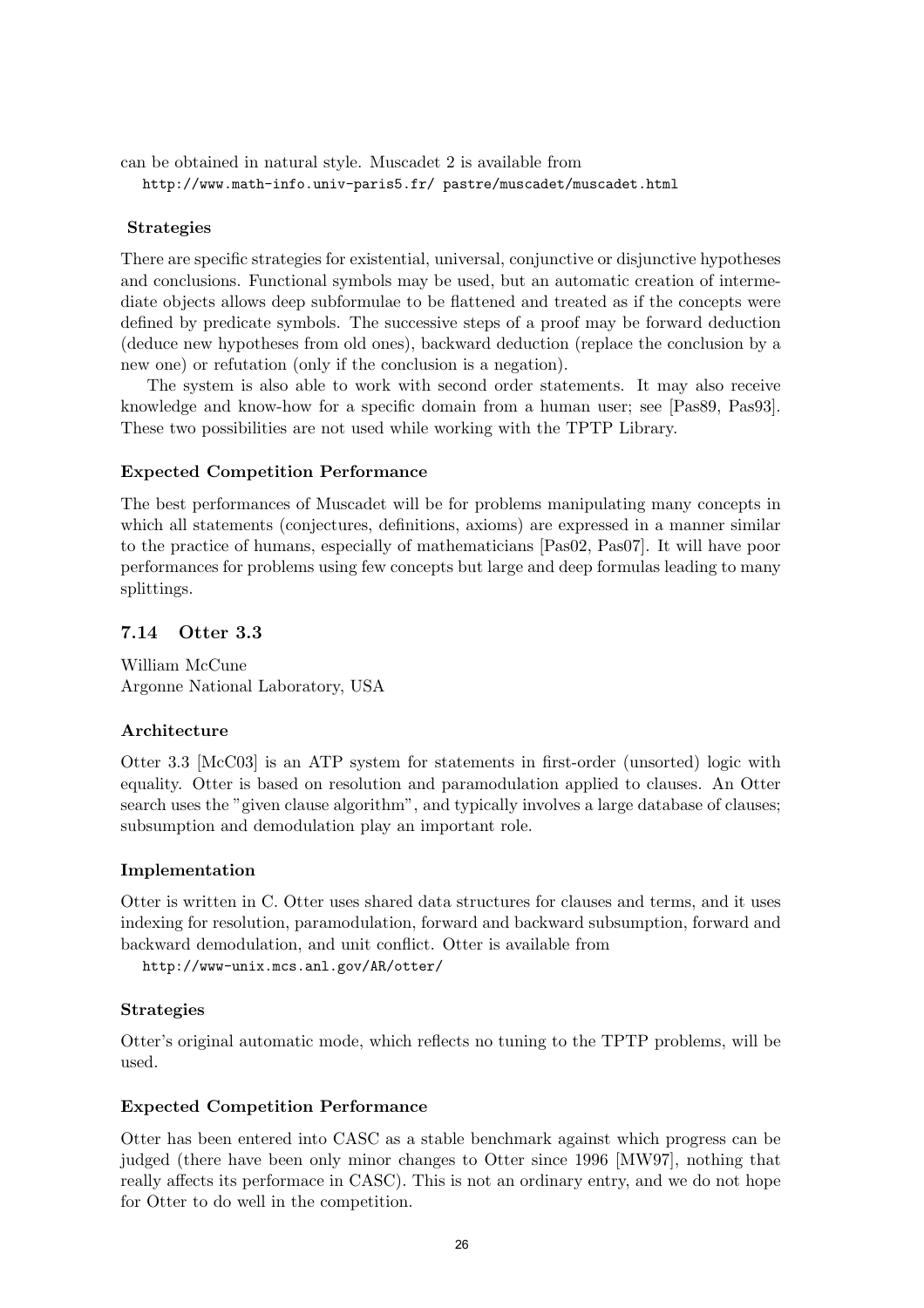can be obtained in natural style. Muscadet 2 is available from

http://www.math-info.univ-paris5.fr/ pastre/muscadet/muscadet.html

#### Strategies

There are specific strategies for existential, universal, conjunctive or disjunctive hypotheses and conclusions. Functional symbols may be used, but an automatic creation of intermediate objects allows deep subformulae to be flattened and treated as if the concepts were defined by predicate symbols. The successive steps of a proof may be forward deduction (deduce new hypotheses from old ones), backward deduction (replace the conclusion by a new one) or refutation (only if the conclusion is a negation).

The system is also able to work with second order statements. It may also receive knowledge and know-how for a specific domain from a human user; see [Pas89, Pas93]. These two possibilities are not used while working with the TPTP Library.

#### Expected Competition Performance

The best performances of Muscadet will be for problems manipulating many concepts in which all statements (conjectures, definitions, axioms) are expressed in a manner similar to the practice of humans, especially of mathematicians [Pas02, Pas07]. It will have poor performances for problems using few concepts but large and deep formulas leading to many splittings.

### 7.14 Otter 3.3

William McCune
Argonne National Laboratory, USA

#### Architecture

Otter 3.3 [McC03] is an ATP system for statements in first-order (unsorted) logic with equality. Otter is based on resolution and paramodulation applied to clauses. An Otter search uses the "given clause algorithm", and typically involves a large database of clauses; subsumption and demodulation play an important role.

#### Implementation

Otter is written in C. Otter uses shared data structures for clauses and terms, and it uses indexing for resolution, paramodulation, forward and backward subsumption, forward and backward demodulation, and unit conflict. Otter is available from

http://www-unix.mcs.anl.gov/AR/otter/

#### Strategies

Otter's original automatic mode, which reflects no tuning to the TPTP problems, will be used.

#### Expected Competition Performance

Otter has been entered into CASC as a stable benchmark against which progress can be judged (there have been only minor changes to Otter since 1996 [MW97], nothing that really affects its performace in CASC). This is not an ordinary entry, and we do not hope for Otter to do well in the competition.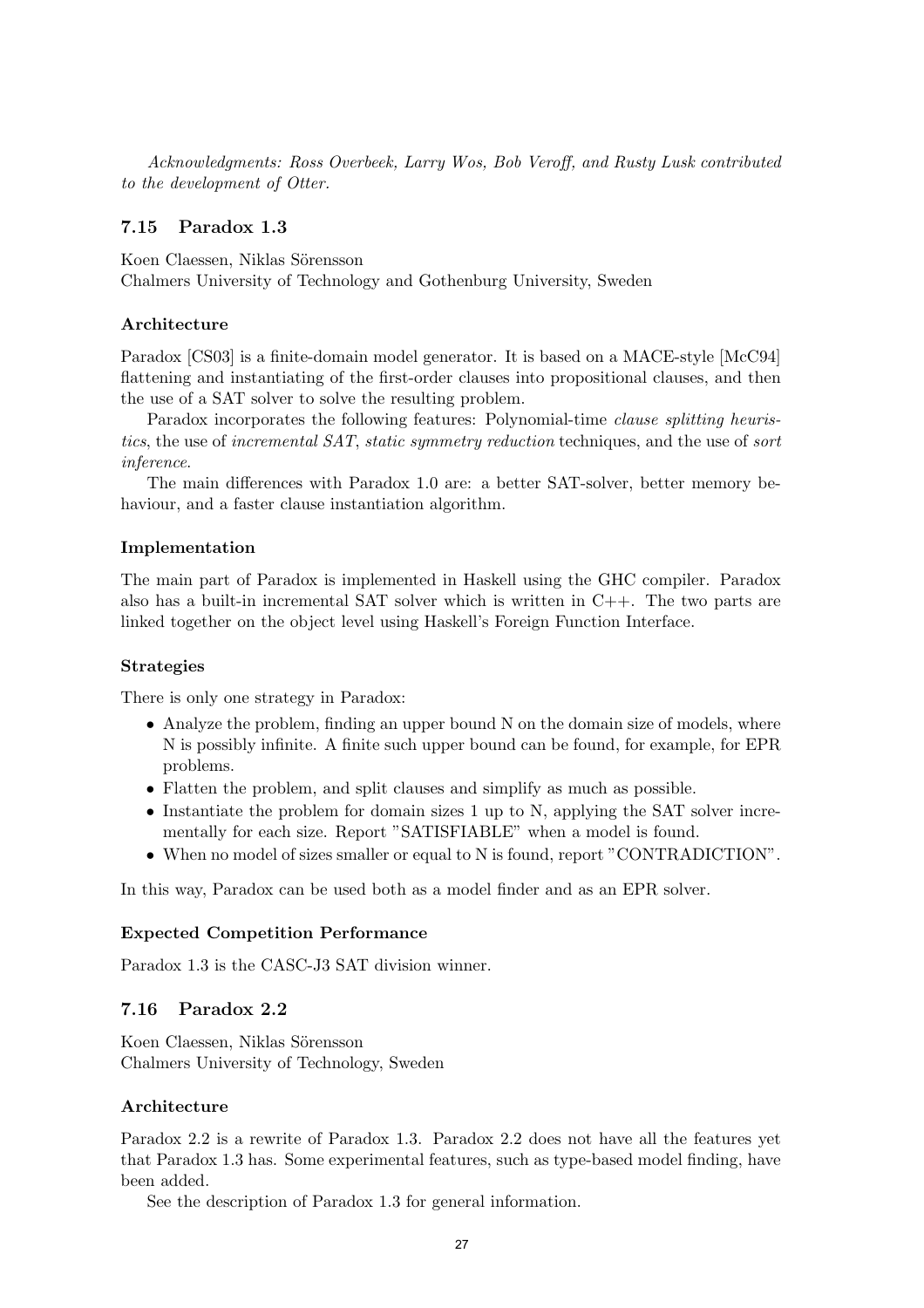*Acknowledgments: Ross Overbeek, Larry Wos, Bob Veroff, and Rusty Lusk contributed to the development of Otter.*

### 7.15 Paradox 1.3

Koen Claessen, Niklas Sörensson
Chalmers University of Technology and Gothenburg University, Sweden

#### Architecture

Paradox [CS03] is a finite-domain model generator. It is based on a MACE-style [McC94] flattening and instantiating of the first-order clauses into propositional clauses, and then the use of a SAT solver to solve the resulting problem.

Paradox incorporates the following features: Polynomial-time *clause splitting heuristics*, the use of *incremental SAT*, *static symmetry reduction* techniques, and the use of *sort inference*.

The main differences with Paradox 1.0 are: a better SAT-solver, better memory behaviour, and a faster clause instantiation algorithm.

#### Implementation

The main part of Paradox is implemented in Haskell using the GHC compiler. Paradox also has a built-in incremental SAT solver which is written in C++. The two parts are linked together on the object level using Haskell's Foreign Function Interface.

#### Strategies

There is only one strategy in Paradox:

- Analyze the problem, finding an upper bound N on the domain size of models, where N is possibly infinite. A finite such upper bound can be found, for example, for EPR problems.
- Flatten the problem, and split clauses and simplify as much as possible.
- Instantiate the problem for domain sizes 1 up to N, applying the SAT solver incrementally for each size. Report "SATISFIABLE" when a model is found.
- When no model of sizes smaller or equal to N is found, report "CONTRADICTION".

In this way, Paradox can be used both as a model finder and as an EPR solver.

#### Expected Competition Performance

Paradox 1.3 is the CASC-J3 SAT division winner.

### 7.16 Paradox 2.2

Koen Claessen, Niklas Sörensson
Chalmers University of Technology, Sweden

#### Architecture

Paradox 2.2 is a rewrite of Paradox 1.3. Paradox 2.2 does not have all the features yet that Paradox 1.3 has. Some experimental features, such as type-based model finding, have been added.

See the description of Paradox 1.3 for general information.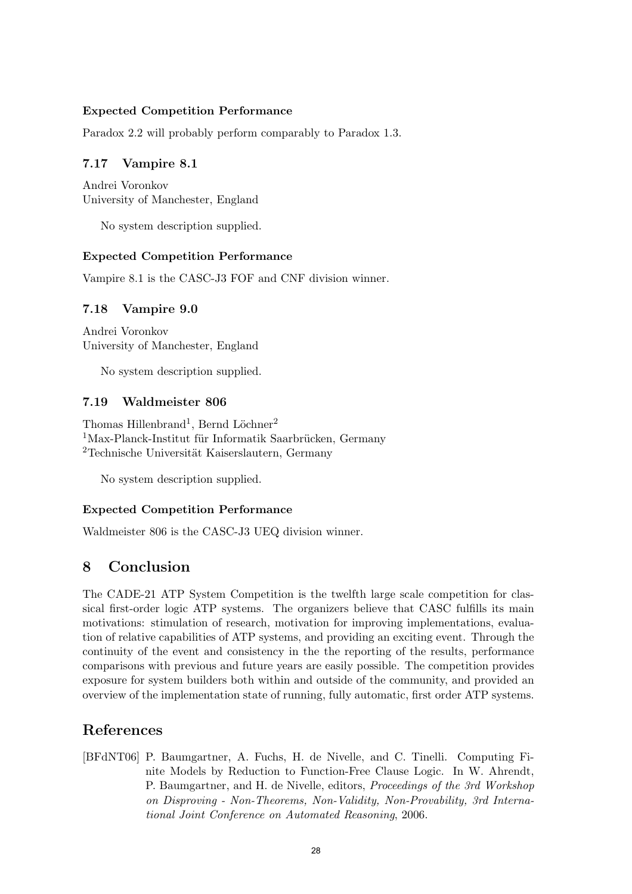#### Expected Competition Performance

Paradox 2.2 will probably perform comparably to Paradox 1.3.

### 7.17 Vampire 8.1

Andrei Voronkov
University of Manchester, England

No system description supplied.

#### Expected Competition Performance

Vampire 8.1 is the CASC-J3 FOF and CNF division winner.

### 7.18 Vampire 9.0

Andrei Voronkov
University of Manchester, England

No system description supplied.

### 7.19 Waldmeister 806

Thomas Hillenbrand[1], Bernd Löchner[2]
[1]Max-Planck-Institut für Informatik Saarbrücken, Germany
[2]Technische Universität Kaiserslautern, Germany

No system description supplied.

#### Expected Competition Performance

Waldmeister 806 is the CASC-J3 UEQ division winner.

## 8 Conclusion

The CADE-21 ATP System Competition is the twelfth large scale competition for classical first-order logic ATP systems. The organizers believe that CASC fulfills its main motivations: stimulation of research, motivation for improving implementations, evaluation of relative capabilities of ATP systems, and providing an exciting event. Through the continuity of the event and consistency in the the reporting of the results, performance comparisons with previous and future years are easily possible. The competition provides exposure for system builders both within and outside of the community, and provided an overview of the implementation state of running, fully automatic, first order ATP systems.

## References

[BFdNT06] P. Baumgartner, A. Fuchs, H. de Nivelle, and C. Tinelli. Computing Finite Models by Reduction to Function-Free Clause Logic. In W. Ahrendt, P. Baumgartner, and H. de Nivelle, editors, *Proceedings of the 3rd Workshop on Disproving - Non-Theorems, Non-Validity, Non-Provability, 3rd International Joint Conference on Automated Reasoning*, 2006.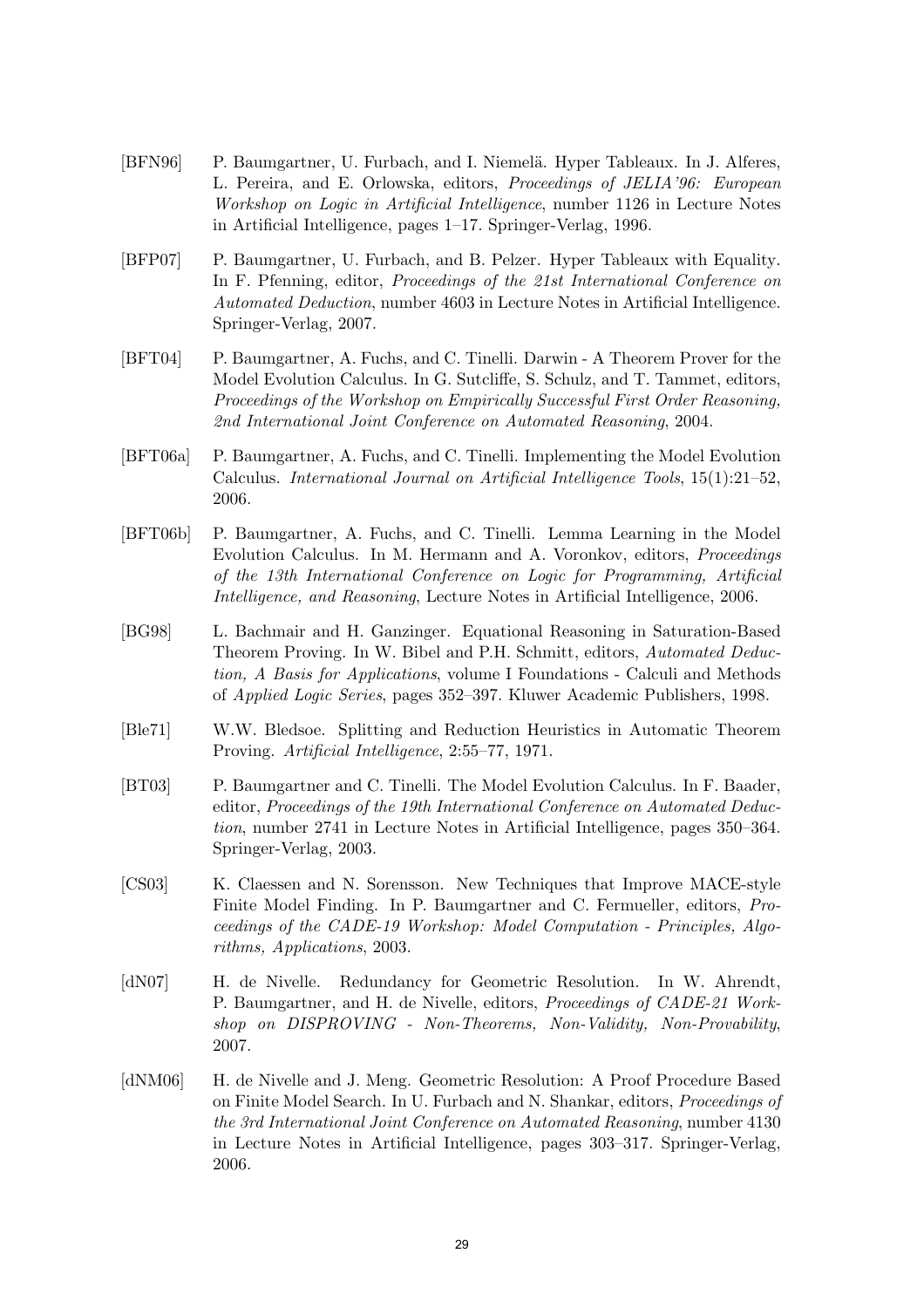[BFN96] P. Baumgartner, U. Furbach, and I. Niemelä. Hyper Tableaux. In J. Alferes, L. Pereira, and E. Orlowska, editors, *Proceedings of JELIA'96: European Workshop on Logic in Artificial Intelligence*, number 1126 in Lecture Notes in Artificial Intelligence, pages 1–17. Springer-Verlag, 1996.

[BFP07] P. Baumgartner, U. Furbach, and B. Pelzer. Hyper Tableaux with Equality. In F. Pfenning, editor, *Proceedings of the 21st International Conference on Automated Deduction*, number 4603 in Lecture Notes in Artificial Intelligence. Springer-Verlag, 2007.

[BFT04] P. Baumgartner, A. Fuchs, and C. Tinelli. Darwin - A Theorem Prover for the Model Evolution Calculus. In G. Sutcliffe, S. Schulz, and T. Tammet, editors, *Proceedings of the Workshop on Empirically Successful First Order Reasoning, 2nd International Joint Conference on Automated Reasoning*, 2004.

[BFT06a] P. Baumgartner, A. Fuchs, and C. Tinelli. Implementing the Model Evolution Calculus. *International Journal on Artificial Intelligence Tools*, 15(1):21–52, 2006.

[BFT06b] P. Baumgartner, A. Fuchs, and C. Tinelli. Lemma Learning in the Model Evolution Calculus. In M. Hermann and A. Voronkov, editors, *Proceedings of the 13th International Conference on Logic for Programming, Artificial Intelligence, and Reasoning*, Lecture Notes in Artificial Intelligence, 2006.

[BG98] L. Bachmair and H. Ganzinger. Equational Reasoning in Saturation-Based Theorem Proving. In W. Bibel and P.H. Schmitt, editors, *Automated Deduction, A Basis for Applications*, volume I Foundations - Calculi and Methods of *Applied Logic Series*, pages 352–397. Kluwer Academic Publishers, 1998.

[Ble71] W.W. Bledsoe. Splitting and Reduction Heuristics in Automatic Theorem Proving. *Artificial Intelligence*, 2:55–77, 1971.

[BT03] P. Baumgartner and C. Tinelli. The Model Evolution Calculus. In F. Baader, editor, *Proceedings of the 19th International Conference on Automated Deduction*, number 2741 in Lecture Notes in Artificial Intelligence, pages 350–364. Springer-Verlag, 2003.

[CS03] K. Claessen and N. Sorensson. New Techniques that Improve MACE-style Finite Model Finding. In P. Baumgartner and C. Fermueller, editors, *Proceedings of the CADE-19 Workshop: Model Computation - Principles, Algorithms, Applications*, 2003.

[dN07] H. de Nivelle. Redundancy for Geometric Resolution. In W. Ahrendt, P. Baumgartner, and H. de Nivelle, editors, *Proceedings of CADE-21 Workshop on DISPROVING - Non-Theorems, Non-Validity, Non-Provability*, 2007.

[dNM06] H. de Nivelle and J. Meng. Geometric Resolution: A Proof Procedure Based on Finite Model Search. In U. Furbach and N. Shankar, editors, *Proceedings of the 3rd International Joint Conference on Automated Reasoning*, number 4130 in Lecture Notes in Artificial Intelligence, pages 303–317. Springer-Verlag, 2006.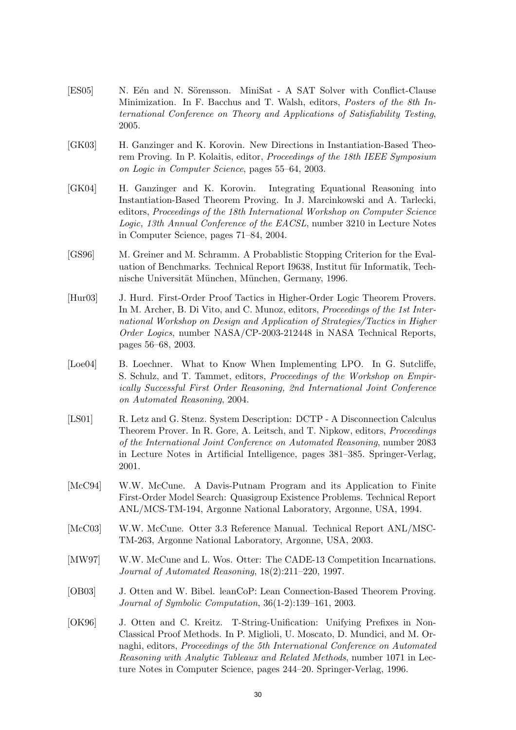[ES05] N. Eén and N. Sörensson. MiniSat - A SAT Solver with Conflict-Clause Minimization. In F. Bacchus and T. Walsh, editors, *Posters of the 8th International Conference on Theory and Applications of Satisfiability Testing*, 2005.

[GK03] H. Ganzinger and K. Korovin. New Directions in Instantiation-Based Theorem Proving. In P. Kolaitis, editor, *Proceedings of the 18th IEEE Symposium on Logic in Computer Science*, pages 55–64, 2003.

[GK04] H. Ganzinger and K. Korovin. Integrating Equational Reasoning into Instantiation-Based Theorem Proving. In J. Marcinkowski and A. Tarlecki, editors, *Proceedings of the 18th International Workshop on Computer Science Logic, 13th Annual Conference of the EACSL*, number 3210 in Lecture Notes in Computer Science, pages 71–84, 2004.

[GS96] M. Greiner and M. Schramm. A Probablistic Stopping Criterion for the Evaluation of Benchmarks. Technical Report I9638, Institut für Informatik, Technische Universität München, München, Germany, 1996.

[Hur03] J. Hurd. First-Order Proof Tactics in Higher-Order Logic Theorem Provers. In M. Archer, B. Di Vito, and C. Munoz, editors, *Proceedings of the 1st International Workshop on Design and Application of Strategies/Tactics in Higher Order Logics*, number NASA/CP-2003-212448 in NASA Technical Reports, pages 56–68, 2003.

[Loe04] B. Loechner. What to Know When Implementing LPO. In G. Sutcliffe, S. Schulz, and T. Tammet, editors, *Proceedings of the Workshop on Empirically Successful First Order Reasoning, 2nd International Joint Conference on Automated Reasoning*, 2004.

[LS01] R. Letz and G. Stenz. System Description: DCTP - A Disconnection Calculus Theorem Prover. In R. Gore, A. Leitsch, and T. Nipkow, editors, *Proceedings of the International Joint Conference on Automated Reasoning*, number 2083 in Lecture Notes in Artificial Intelligence, pages 381–385. Springer-Verlag, 2001.

[McC94] W.W. McCune. A Davis-Putnam Program and its Application to Finite First-Order Model Search: Quasigroup Existence Problems. Technical Report ANL/MCS-TM-194, Argonne National Laboratory, Argonne, USA, 1994.

[McC03] W.W. McCune. Otter 3.3 Reference Manual. Technical Report ANL/MSC-TM-263, Argonne National Laboratory, Argonne, USA, 2003.

[MW97] W.W. McCune and L. Wos. Otter: The CADE-13 Competition Incarnations. *Journal of Automated Reasoning*, 18(2):211–220, 1997.

[OB03] J. Otten and W. Bibel. leanCoP: Lean Connection-Based Theorem Proving. *Journal of Symbolic Computation*, 36(1-2):139–161, 2003.

[OK96] J. Otten and C. Kreitz. T-String-Unification: Unifying Prefixes in Non-Classical Proof Methods. In P. Miglioli, U. Moscato, D. Mundici, and M. Ornaghi, editors, *Proceedings of the 5th International Conference on Automated Reasoning with Analytic Tableaux and Related Methods*, number 1071 in Lecture Notes in Computer Science, pages 244–20. Springer-Verlag, 1996.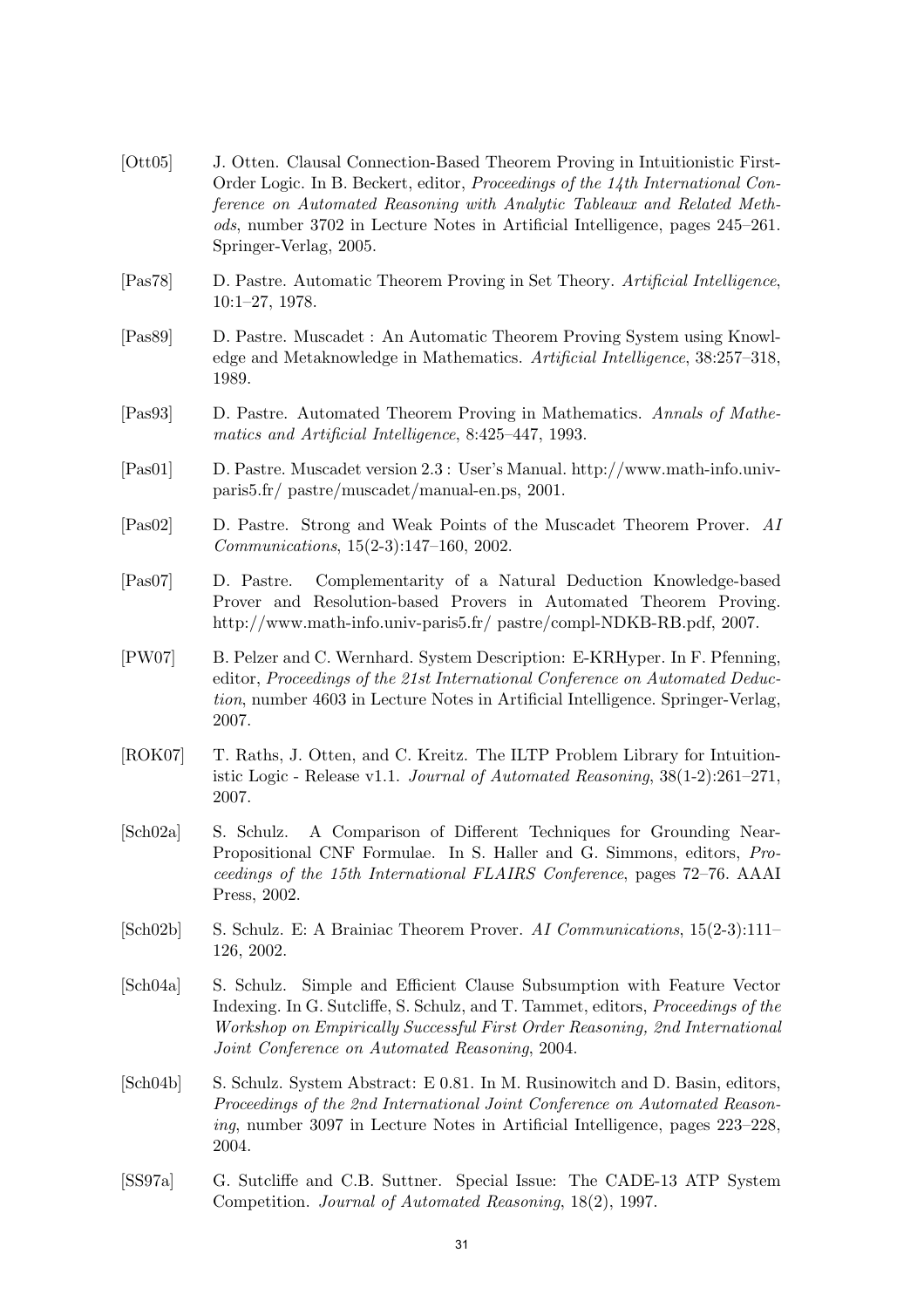[Ott05] J. Otten. Clausal Connection-Based Theorem Proving in Intuitionistic First-Order Logic. In B. Beckert, editor, *Proceedings of the 14th International Conference on Automated Reasoning with Analytic Tableaux and Related Methods*, number 3702 in Lecture Notes in Artificial Intelligence, pages 245–261. Springer-Verlag, 2005.

[Pas78] D. Pastre. Automatic Theorem Proving in Set Theory. *Artificial Intelligence*, 10:1–27, 1978.

[Pas89] D. Pastre. Muscadet : An Automatic Theorem Proving System using Knowledge and Metaknowledge in Mathematics. *Artificial Intelligence*, 38:257–318, 1989.

[Pas93] D. Pastre. Automated Theorem Proving in Mathematics. *Annals of Mathematics and Artificial Intelligence*, 8:425–447, 1993.

[Pas01] D. Pastre. Muscadet version 2.3 : User's Manual. http://www.math-info.univ-paris5.fr/ pastre/muscadet/manual-en.ps, 2001.

[Pas02] D. Pastre. Strong and Weak Points of the Muscadet Theorem Prover. *AI Communications*, 15(2-3):147–160, 2002.

[Pas07] D. Pastre. Complementarity of a Natural Deduction Knowledge-based Prover and Resolution-based Provers in Automated Theorem Proving. http://www.math-info.univ-paris5.fr/ pastre/compl-NDKB-RB.pdf, 2007.

[PW07] B. Pelzer and C. Wernhard. System Description: E-KRHyper. In F. Pfenning, editor, *Proceedings of the 21st International Conference on Automated Deduction*, number 4603 in Lecture Notes in Artificial Intelligence. Springer-Verlag, 2007.

[ROK07] T. Raths, J. Otten, and C. Kreitz. The ILTP Problem Library for Intuitionistic Logic - Release v1.1. *Journal of Automated Reasoning*, 38(1-2):261–271, 2007.

[Sch02a] S. Schulz. A Comparison of Different Techniques for Grounding Near-Propositional CNF Formulae. In S. Haller and G. Simmons, editors, *Proceedings of the 15th International FLAIRS Conference*, pages 72–76. AAAI Press, 2002.

[Sch02b] S. Schulz. E: A Brainiac Theorem Prover. *AI Communications*, 15(2-3):111–126, 2002.

[Sch04a] S. Schulz. Simple and Efficient Clause Subsumption with Feature Vector Indexing. In G. Sutcliffe, S. Schulz, and T. Tammet, editors, *Proceedings of the Workshop on Empirically Successful First Order Reasoning, 2nd International Joint Conference on Automated Reasoning*, 2004.

[Sch04b] S. Schulz. System Abstract: E 0.81. In M. Rusinowitch and D. Basin, editors, *Proceedings of the 2nd International Joint Conference on Automated Reasoning*, number 3097 in Lecture Notes in Artificial Intelligence, pages 223–228, 2004.

[SS97a] G. Sutcliffe and C.B. Suttner. Special Issue: The CADE-13 ATP System Competition. *Journal of Automated Reasoning*, 18(2), 1997.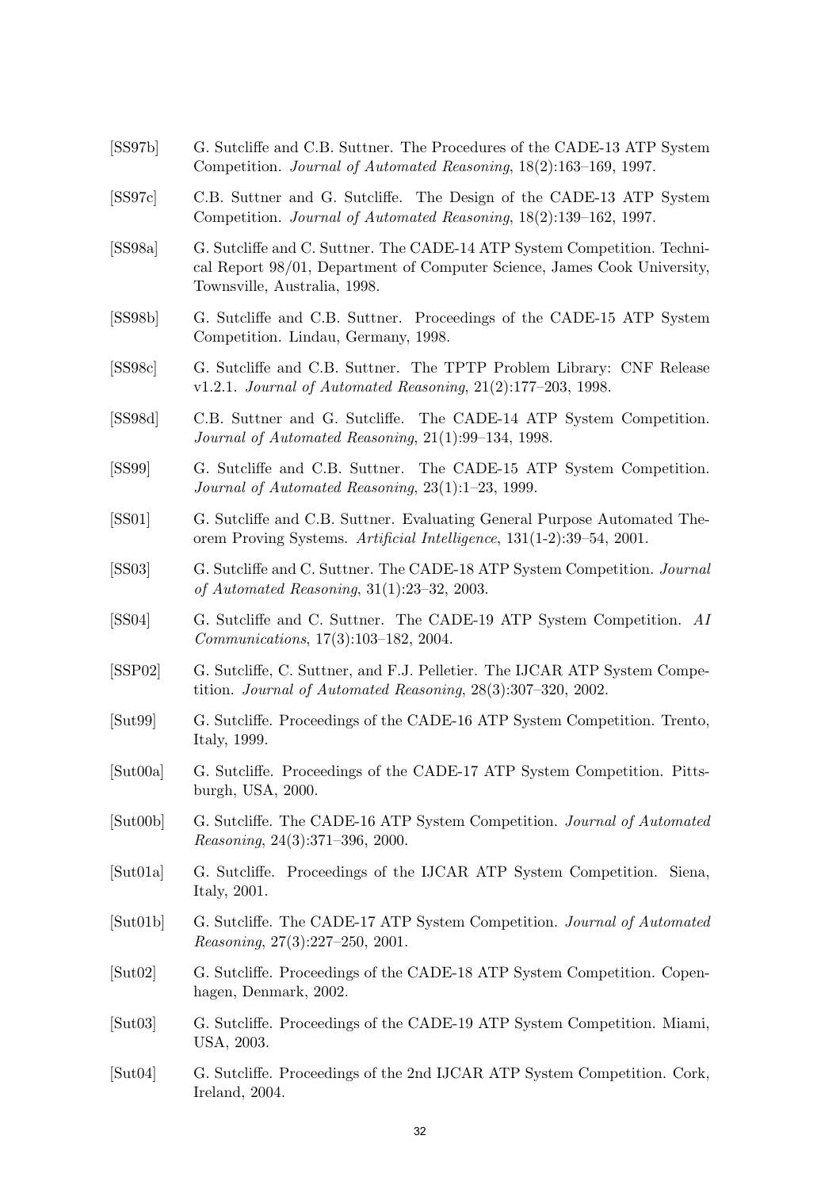[SS97b] G. Sutcliffe and C.B. Suttner. The Procedures of the CADE-13 ATP System Competition. *Journal of Automated Reasoning*, 18(2):163–169, 1997.

[SS97c] C.B. Suttner and G. Sutcliffe. The Design of the CADE-13 ATP System Competition. *Journal of Automated Reasoning*, 18(2):139–162, 1997.

[SS98a] G. Sutcliffe and C. Suttner. The CADE-14 ATP System Competition. Technical Report 98/01, Department of Computer Science, James Cook University, Townsville, Australia, 1998.

[SS98b] G. Sutcliffe and C.B. Suttner. Proceedings of the CADE-15 ATP System Competition. Lindau, Germany, 1998.

[SS98c] G. Sutcliffe and C.B. Suttner. The TPTP Problem Library: CNF Release v1.2.1. *Journal of Automated Reasoning*, 21(2):177–203, 1998.

[SS98d] C.B. Suttner and G. Sutcliffe. The CADE-14 ATP System Competition. *Journal of Automated Reasoning*, 21(1):99–134, 1998.

[SS99] G. Sutcliffe and C.B. Suttner. The CADE-15 ATP System Competition. *Journal of Automated Reasoning*, 23(1):1–23, 1999.

[SS01] G. Sutcliffe and C.B. Suttner. Evaluating General Purpose Automated Theorem Proving Systems. *Artificial Intelligence*, 131(1-2):39–54, 2001.

[SS03] G. Sutcliffe and C. Suttner. The CADE-18 ATP System Competition. *Journal of Automated Reasoning*, 31(1):23–32, 2003.

[SS04] G. Sutcliffe and C. Suttner. The CADE-19 ATP System Competition. *AI Communications*, 17(3):103–182, 2004.

[SSP02] G. Sutcliffe, C. Suttner, and F.J. Pelletier. The IJCAR ATP System Competition. *Journal of Automated Reasoning*, 28(3):307–320, 2002.

[Sut99] G. Sutcliffe. Proceedings of the CADE-16 ATP System Competition. Trento, Italy, 1999.

[Sut00a] G. Sutcliffe. Proceedings of the CADE-17 ATP System Competition. Pittsburgh, USA, 2000.

[Sut00b] G. Sutcliffe. The CADE-16 ATP System Competition. *Journal of Automated Reasoning*, 24(3):371–396, 2000.

[Sut01a] G. Sutcliffe. Proceedings of the IJCAR ATP System Competition. Siena, Italy, 2001.

[Sut01b] G. Sutcliffe. The CADE-17 ATP System Competition. *Journal of Automated Reasoning*, 27(3):227–250, 2001.

[Sut02] G. Sutcliffe. Proceedings of the CADE-18 ATP System Competition. Copenhagen, Denmark, 2002.

[Sut03] G. Sutcliffe. Proceedings of the CADE-19 ATP System Competition. Miami, USA, 2003.

[Sut04] G. Sutcliffe. Proceedings of the 2nd IJCAR ATP System Competition. Cork, Ireland, 2004.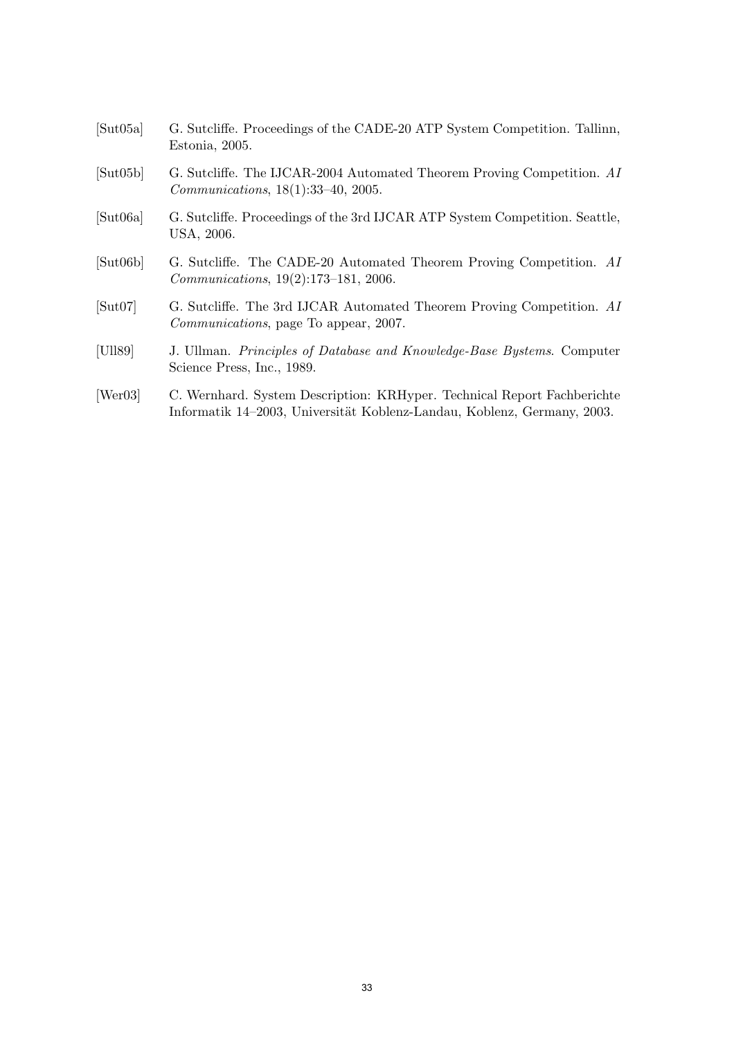[Sut05a] G. Sutcliffe. Proceedings of the CADE-20 ATP System Competition. Tallinn, Estonia, 2005.

[Sut05b] G. Sutcliffe. The IJCAR-2004 Automated Theorem Proving Competition. *AI Communications*, 18(1):33–40, 2005.

[Sut06a] G. Sutcliffe. Proceedings of the 3rd IJCAR ATP System Competition. Seattle, USA, 2006.

[Sut06b] G. Sutcliffe. The CADE-20 Automated Theorem Proving Competition. *AI Communications*, 19(2):173–181, 2006.

[Sut07] G. Sutcliffe. The 3rd IJCAR Automated Theorem Proving Competition. *AI Communications*, page To appear, 2007.

[Ull89] J. Ullman. *Principles of Database and Knowledge-Base Bystems*. Computer Science Press, Inc., 1989.

[Wer03] C. Wernhard. System Description: KRHyper. Technical Report Fachberichte Informatik 14–2003, Universität Koblenz-Landau, Koblenz, Germany, 2003.